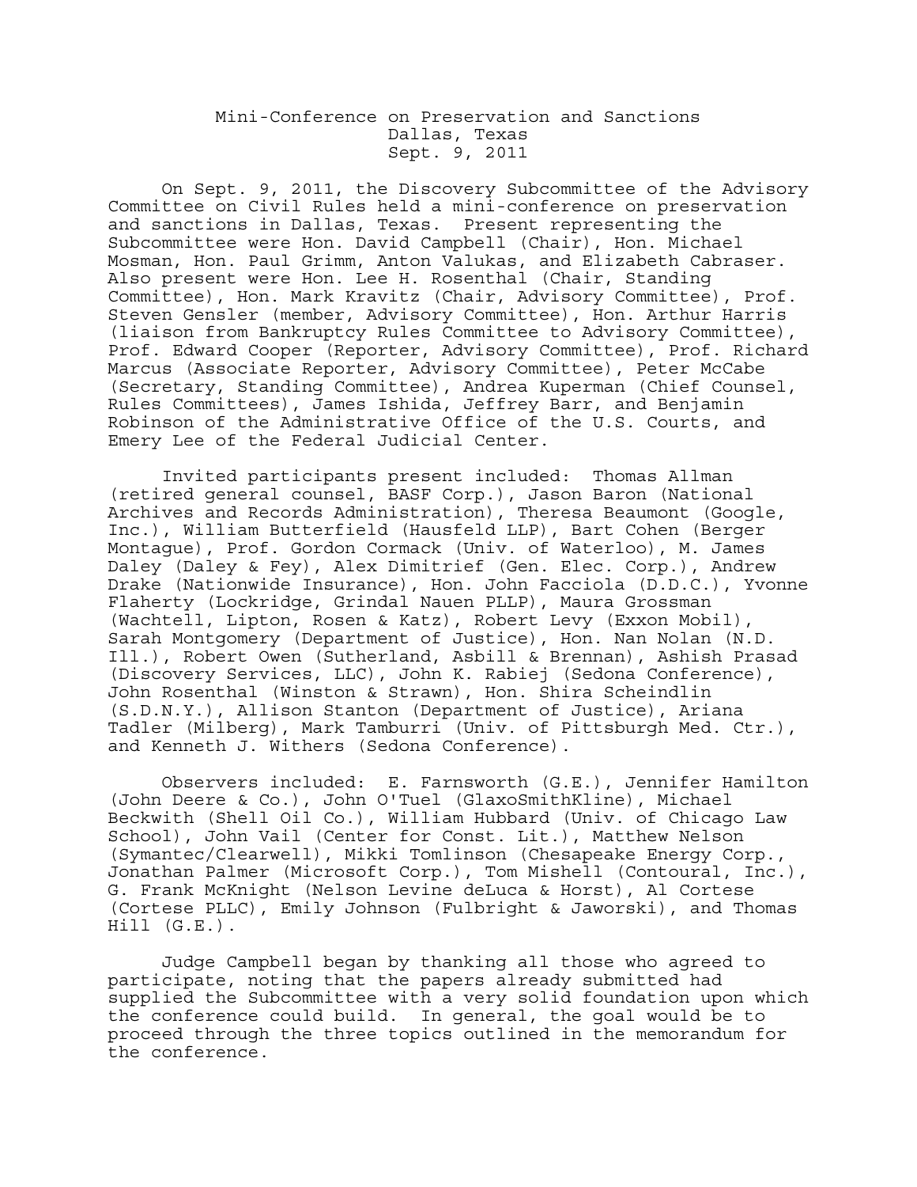# Mini-Conference on Preservation and Sanctions
## Dallas, Texas
## Sept. 9, 2011

On Sept. 9, 2011, the Discovery Subcommittee of the Advisory Committee on Civil Rules held a mini-conference on preservation and sanctions in Dallas, Texas. Present representing the Subcommittee were Hon. David Campbell (Chair), Hon. Michael Mosman, Hon. Paul Grimm, Anton Valukas, and Elizabeth Cabraser. Also present were Hon. Lee H. Rosenthal (Chair, Standing Committee), Hon. Mark Kravitz (Chair, Advisory Committee), Prof. Steven Gensler (member, Advisory Committee), Hon. Arthur Harris (liaison from Bankruptcy Rules Committee to Advisory Committee), Prof. Edward Cooper (Reporter, Advisory Committee), Prof. Richard Marcus (Associate Reporter, Advisory Committee), Peter McCabe (Secretary, Standing Committee), Andrea Kuperman (Chief Counsel, Rules Committees), James Ishida, Jeffrey Barr, and Benjamin Robinson of the Administrative Office of the U.S. Courts, and Emery Lee of the Federal Judicial Center.

Invited participants present included: Thomas Allman (retired general counsel, BASF Corp.), Jason Baron (National Archives and Records Administration), Theresa Beaumont (Google, Inc.), William Butterfield (Hausfeld LLP), Bart Cohen (Berger Montague), Prof. Gordon Cormack (Univ. of Waterloo), M. James Daley (Daley & Fey), Alex Dimitrief (Gen. Elec. Corp.), Andrew Drake (Nationwide Insurance), Hon. John Facciola (D.D.C.), Yvonne Flaherty (Lockridge, Grindal Nauen PLLP), Maura Grossman (Wachtell, Lipton, Rosen & Katz), Robert Levy (Exxon Mobil), Sarah Montgomery (Department of Justice), Hon. Nan Nolan (N.D. Ill.), Robert Owen (Sutherland, Asbill & Brennan), Ashish Prasad (Discovery Services, LLC), John K. Rabiej (Sedona Conference), John Rosenthal (Winston & Strawn), Hon. Shira Scheindlin (S.D.N.Y.), Allison Stanton (Department of Justice), Ariana Tadler (Milberg), Mark Tamburri (Univ. of Pittsburgh Med. Ctr.), and Kenneth J. Withers (Sedona Conference).

Observers included: E. Farnsworth (G.E.), Jennifer Hamilton (John Deere & Co.), John O'Tuel (GlaxoSmithKline), Michael Beckwith (Shell Oil Co.), William Hubbard (Univ. of Chicago Law School), John Vail (Center for Const. Lit.), Matthew Nelson (Symantec/Clearwell), Mikki Tomlinson (Chesapeake Energy Corp., Jonathan Palmer (Microsoft Corp.), Tom Mishell (Contoural, Inc.), G. Frank McKnight (Nelson Levine deLuca & Horst), Al Cortese (Cortese PLLC), Emily Johnson (Fulbright & Jaworski), and Thomas Hill (G.E.).

Judge Campbell began by thanking all those who agreed to participate, noting that the papers already submitted had supplied the Subcommittee with a very solid foundation upon which the conference could build. In general, the goal would be to proceed through the three topics outlined in the memorandum for the conference.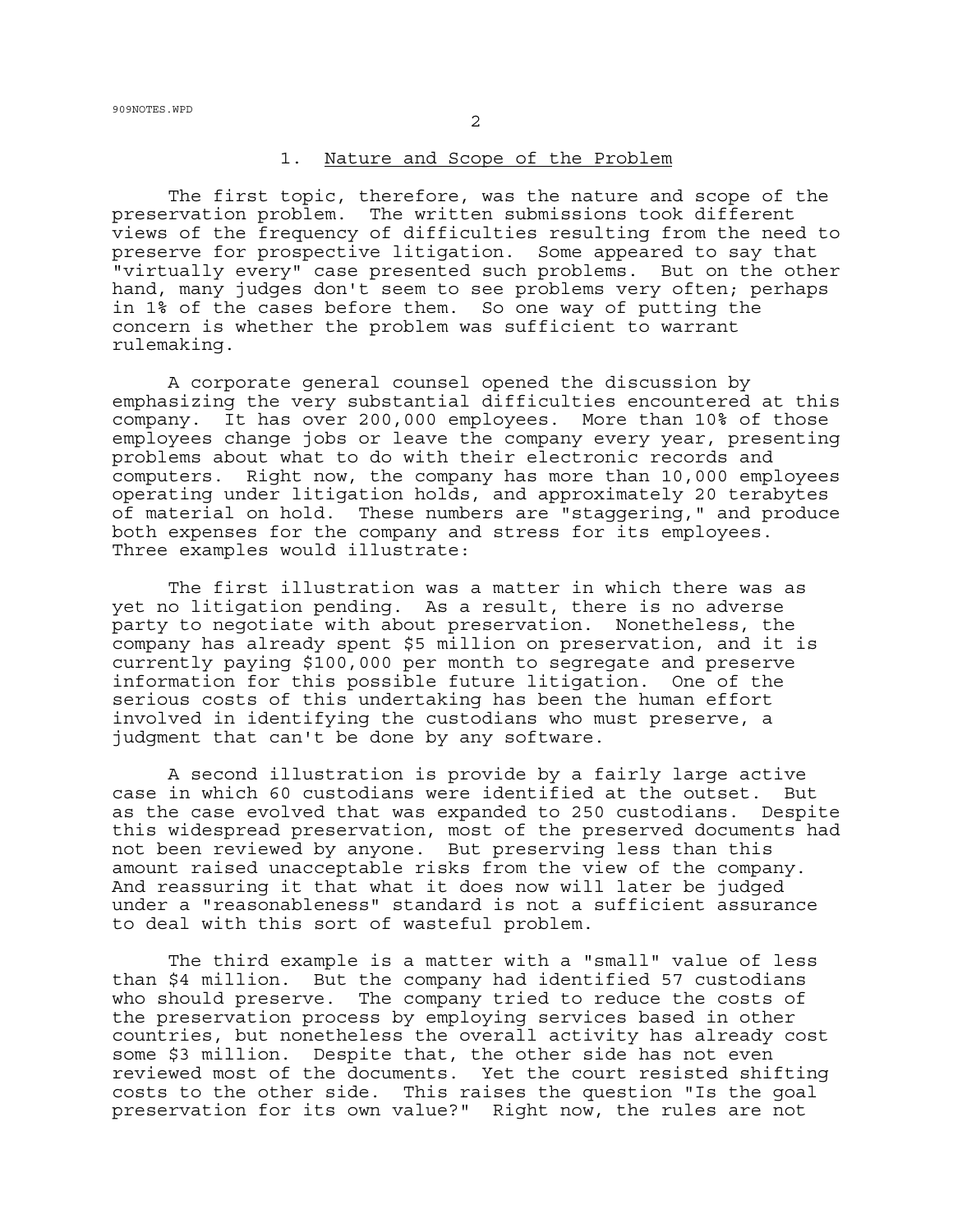## 1. Nature and Scope of the Problem

The first topic, therefore, was the nature and scope of the preservation problem. The written submissions took different views of the frequency of difficulties resulting from the need to preserve for prospective litigation. Some appeared to say that "virtually every" case presented such problems. But on the other hand, many judges don't seem to see problems very often; perhaps in 1% of the cases before them. So one way of putting the concern is whether the problem was sufficient to warrant rulemaking.

A corporate general counsel opened the discussion by emphasizing the very substantial difficulties encountered at this company. It has over 200,000 employees. More than 10% of those employees change jobs or leave the company every year, presenting problems about what to do with their electronic records and computers. Right now, the company has more than 10,000 employees operating under litigation holds, and approximately 20 terabytes of material on hold. These numbers are "staggering," and produce both expenses for the company and stress for its employees. Three examples would illustrate:

The first illustration was a matter in which there was as yet no litigation pending. As a result, there is no adverse party to negotiate with about preservation. Nonetheless, the company has already spent $5 million on preservation, and it is currently paying $100,000 per month to segregate and preserve information for this possible future litigation. One of the serious costs of this undertaking has been the human effort involved in identifying the custodians who must preserve, a judgment that can't be done by any software.

A second illustration is provide by a fairly large active case in which 60 custodians were identified at the outset. But as the case evolved that was expanded to 250 custodians. Despite this widespread preservation, most of the preserved documents had not been reviewed by anyone. But preserving less than this amount raised unacceptable risks from the view of the company. And reassuring it that what it does now will later be judged under a "reasonableness" standard is not a sufficient assurance to deal with this sort of wasteful problem.

The third example is a matter with a "small" value of less than $4 million. But the company had identified 57 custodians who should preserve. The company tried to reduce the costs of the preservation process by employing services based in other countries, but nonetheless the overall activity has already cost some $3 million. Despite that, the other side has not even reviewed most of the documents. Yet the court resisted shifting costs to the other side. This raises the question "Is the goal preservation for its own value?" Right now, the rules are not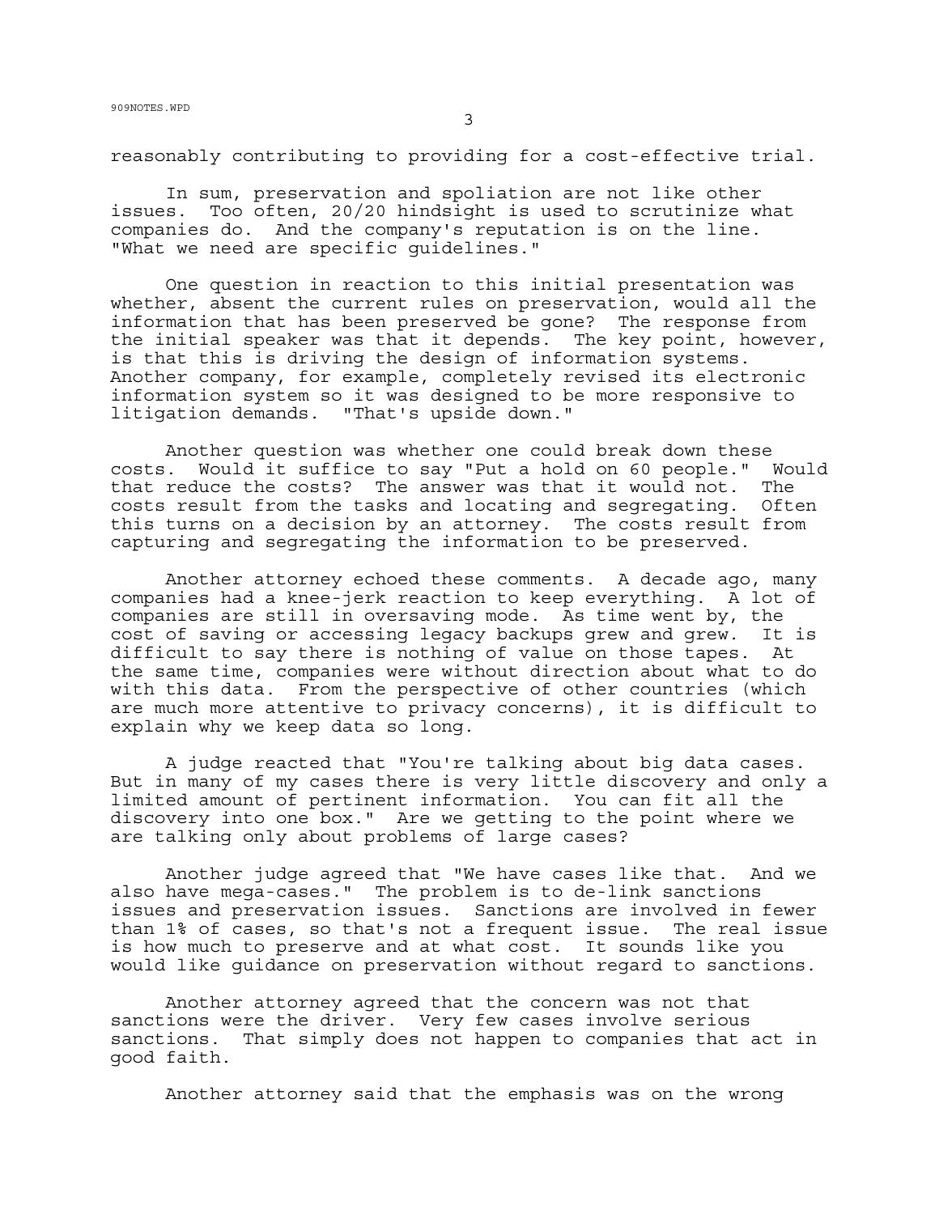reasonably contributing to providing for a cost-effective trial.

In sum, preservation and spoliation are not like other issues. Too often, 20/20 hindsight is used to scrutinize what companies do. And the company's reputation is on the line. "What we need are specific guidelines."

One question in reaction to this initial presentation was whether, absent the current rules on preservation, would all the information that has been preserved be gone? The response from the initial speaker was that it depends. The key point, however, is that this is driving the design of information systems. Another company, for example, completely revised its electronic information system so it was designed to be more responsive to litigation demands. "That's upside down."

Another question was whether one could break down these costs. Would it suffice to say "Put a hold on 60 people." Would that reduce the costs? The answer was that it would not. The costs result from the tasks and locating and segregating. Often this turns on a decision by an attorney. The costs result from capturing and segregating the information to be preserved.

Another attorney echoed these comments. A decade ago, many companies had a knee-jerk reaction to keep everything. A lot of companies are still in oversaving mode. As time went by, the cost of saving or accessing legacy backups grew and grew. It is difficult to say there is nothing of value on those tapes. At the same time, companies were without direction about what to do with this data. From the perspective of other countries (which are much more attentive to privacy concerns), it is difficult to explain why we keep data so long.

A judge reacted that "You're talking about big data cases. But in many of my cases there is very little discovery and only a limited amount of pertinent information. You can fit all the discovery into one box." Are we getting to the point where we are talking only about problems of large cases?

Another judge agreed that "We have cases like that. And we also have mega-cases." The problem is to de-link sanctions issues and preservation issues. Sanctions are involved in fewer than 1% of cases, so that's not a frequent issue. The real issue is how much to preserve and at what cost. It sounds like you would like guidance on preservation without regard to sanctions.

Another attorney agreed that the concern was not that sanctions were the driver. Very few cases involve serious sanctions. That simply does not happen to companies that act in good faith.

Another attorney said that the emphasis was on the wrong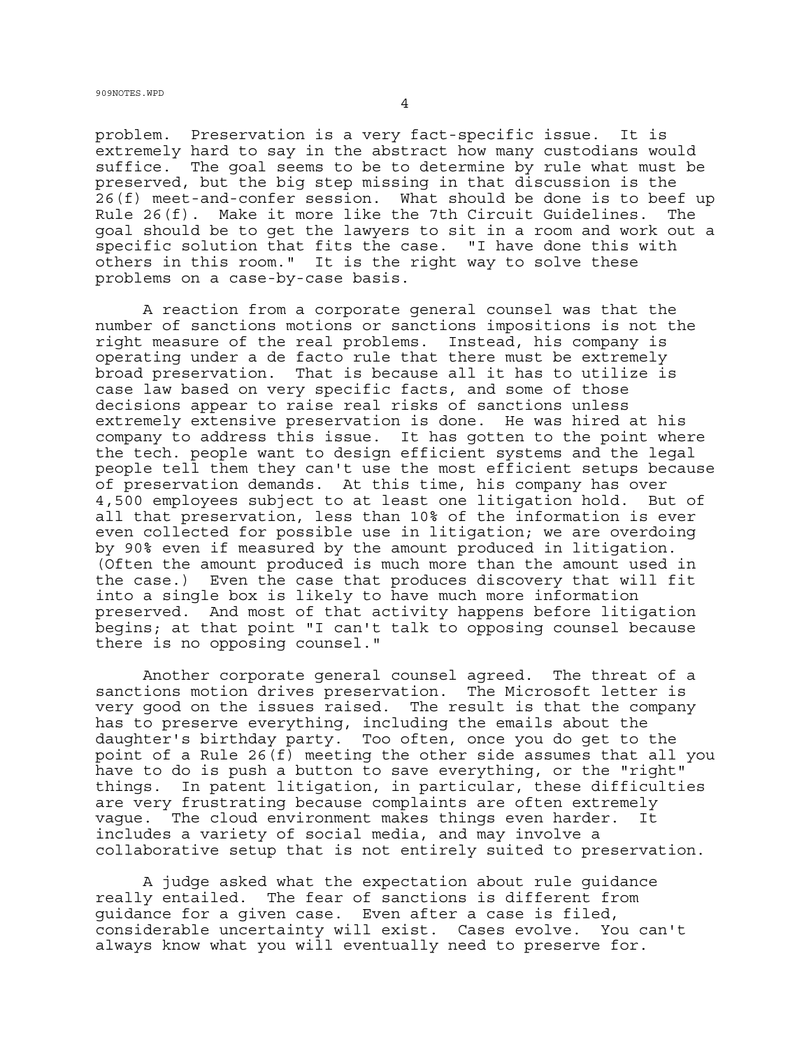problem. Preservation is a very fact-specific issue. It is extremely hard to say in the abstract how many custodians would suffice. The goal seems to be to determine by rule what must be preserved, but the big step missing in that discussion is the 26(f) meet-and-confer session. What should be done is to beef up Rule 26(f). Make it more like the 7th Circuit Guidelines. The goal should be to get the lawyers to sit in a room and work out a specific solution that fits the case. "I have done this with others in this room." It is the right way to solve these problems on a case-by-case basis.

A reaction from a corporate general counsel was that the number of sanctions motions or sanctions impositions is not the right measure of the real problems. Instead, his company is operating under a de facto rule that there must be extremely broad preservation. That is because all it has to utilize is case law based on very specific facts, and some of those decisions appear to raise real risks of sanctions unless extremely extensive preservation is done. He was hired at his company to address this issue. It has gotten to the point where the tech. people want to design efficient systems and the legal people tell them they can't use the most efficient setups because of preservation demands. At this time, his company has over 4,500 employees subject to at least one litigation hold. But of all that preservation, less than 10% of the information is ever even collected for possible use in litigation; we are overdoing by 90% even if measured by the amount produced in litigation. (Often the amount produced is much more than the amount used in the case.) Even the case that produces discovery that will fit into a single box is likely to have much more information preserved. And most of that activity happens before litigation begins; at that point "I can't talk to opposing counsel because there is no opposing counsel."

Another corporate general counsel agreed. The threat of a sanctions motion drives preservation. The Microsoft letter is very good on the issues raised. The result is that the company has to preserve everything, including the emails about the daughter's birthday party. Too often, once you do get to the point of a Rule 26(f) meeting the other side assumes that all you have to do is push a button to save everything, or the "right" things. In patent litigation, in particular, these difficulties are very frustrating because complaints are often extremely vague. The cloud environment makes things even harder. It includes a variety of social media, and may involve a collaborative setup that is not entirely suited to preservation.

A judge asked what the expectation about rule guidance really entailed. The fear of sanctions is different from guidance for a given case. Even after a case is filed, considerable uncertainty will exist. Cases evolve. You can't always know what you will eventually need to preserve for.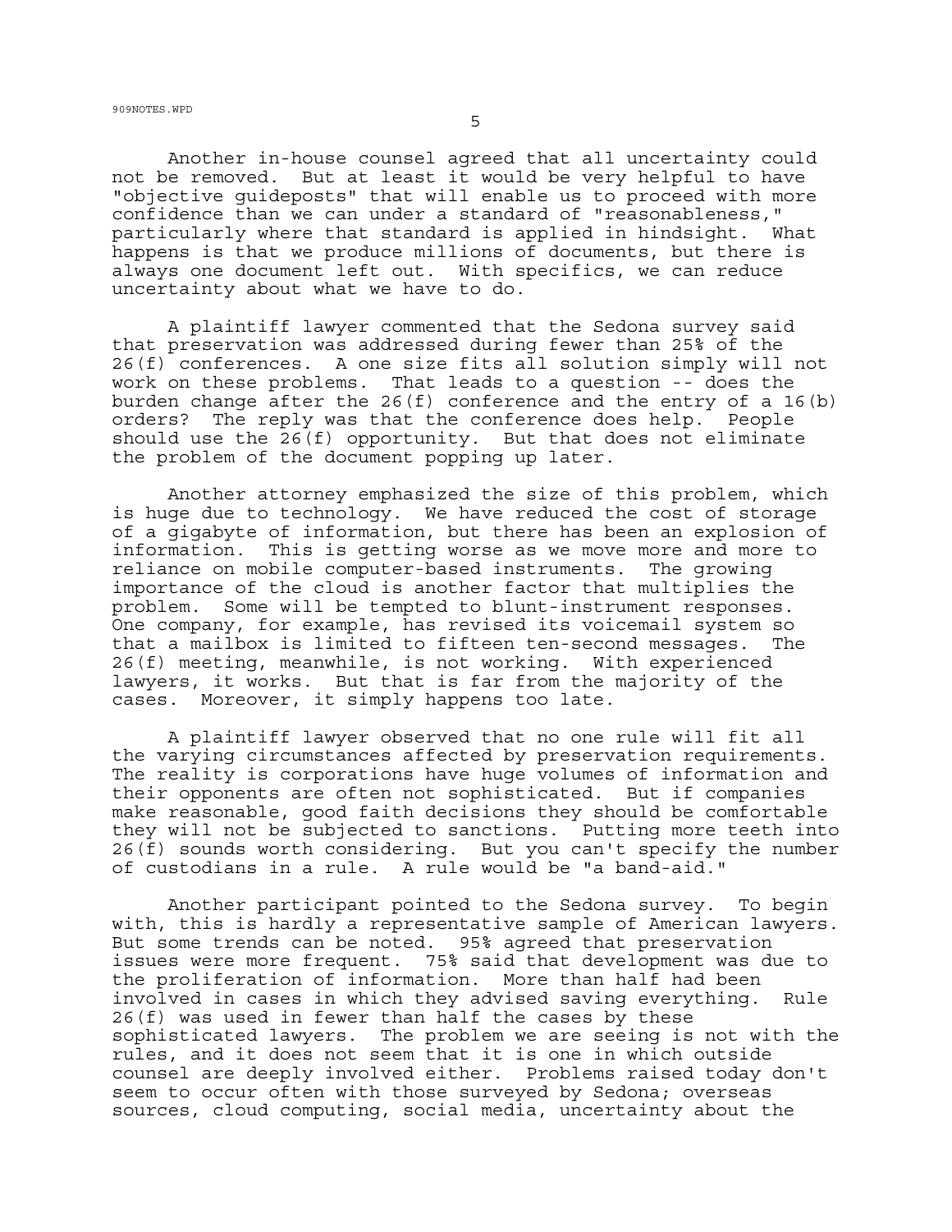Another in-house counsel agreed that all uncertainty could not be removed. But at least it would be very helpful to have "objective guideposts" that will enable us to proceed with more confidence than we can under a standard of "reasonableness," particularly where that standard is applied in hindsight. What happens is that we produce millions of documents, but there is always one document left out. With specifics, we can reduce uncertainty about what we have to do.

A plaintiff lawyer commented that the Sedona survey said that preservation was addressed during fewer than 25% of the 26(f) conferences. A one size fits all solution simply will not work on these problems. That leads to a question -- does the burden change after the 26(f) conference and the entry of a 16(b) orders? The reply was that the conference does help. People should use the 26(f) opportunity. But that does not eliminate the problem of the document popping up later.

Another attorney emphasized the size of this problem, which is huge due to technology. We have reduced the cost of storage of a gigabyte of information, but there has been an explosion of information. This is getting worse as we move more and more to reliance on mobile computer-based instruments. The growing importance of the cloud is another factor that multiplies the problem. Some will be tempted to blunt-instrument responses. One company, for example, has revised its voicemail system so that a mailbox is limited to fifteen ten-second messages. The 26(f) meeting, meanwhile, is not working. With experienced lawyers, it works. But that is far from the majority of the cases. Moreover, it simply happens too late.

A plaintiff lawyer observed that no one rule will fit all the varying circumstances affected by preservation requirements. The reality is corporations have huge volumes of information and their opponents are often not sophisticated. But if companies make reasonable, good faith decisions they should be comfortable they will not be subjected to sanctions. Putting more teeth into 26(f) sounds worth considering. But you can't specify the number of custodians in a rule. A rule would be "a band-aid."

Another participant pointed to the Sedona survey. To begin with, this is hardly a representative sample of American lawyers. But some trends can be noted. 95% agreed that preservation issues were more frequent. 75% said that development was due to the proliferation of information. More than half had been involved in cases in which they advised saving everything. Rule 26(f) was used in fewer than half the cases by these sophisticated lawyers. The problem we are seeing is not with the rules, and it does not seem that it is one in which outside counsel are deeply involved either. Problems raised today don't seem to occur often with those surveyed by Sedona; overseas sources, cloud computing, social media, uncertainty about the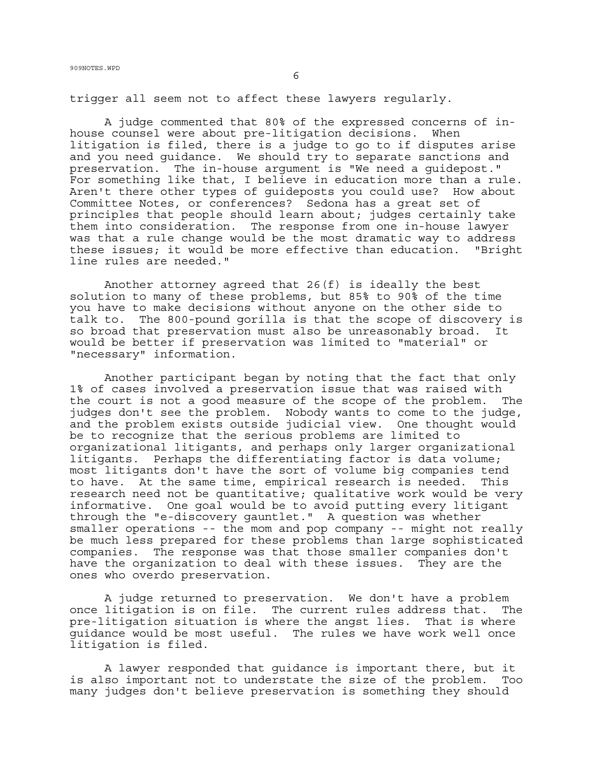trigger all seem not to affect these lawyers regularly.

A judge commented that 80% of the expressed concerns of in-house counsel were about pre-litigation decisions. When litigation is filed, there is a judge to go to if disputes arise and you need guidance. We should try to separate sanctions and preservation. The in-house argument is "We need a guidepost." For something like that, I believe in education more than a rule. Aren't there other types of guideposts you could use? How about Committee Notes, or conferences? Sedona has a great set of principles that people should learn about; judges certainly take them into consideration. The response from one in-house lawyer was that a rule change would be the most dramatic way to address these issues; it would be more effective than education. "Bright line rules are needed."

Another attorney agreed that 26(f) is ideally the best solution to many of these problems, but 85% to 90% of the time you have to make decisions without anyone on the other side to talk to. The 800-pound gorilla is that the scope of discovery is so broad that preservation must also be unreasonably broad. It would be better if preservation was limited to "material" or "necessary" information.

Another participant began by noting that the fact that only 1% of cases involved a preservation issue that was raised with the court is not a good measure of the scope of the problem. The judges don't see the problem. Nobody wants to come to the judge, and the problem exists outside judicial view. One thought would be to recognize that the serious problems are limited to organizational litigants, and perhaps only larger organizational litigants. Perhaps the differentiating factor is data volume; most litigants don't have the sort of volume big companies tend to have. At the same time, empirical research is needed. This research need not be quantitative; qualitative work would be very informative. One goal would be to avoid putting every litigant through the "e-discovery gauntlet." A question was whether smaller operations -- the mom and pop company -- might not really be much less prepared for these problems than large sophisticated companies. The response was that those smaller companies don't have the organization to deal with these issues. They are the ones who overdo preservation.

A judge returned to preservation. We don't have a problem once litigation is on file. The current rules address that. The pre-litigation situation is where the angst lies. That is where guidance would be most useful. The rules we have work well once litigation is filed.

A lawyer responded that guidance is important there, but it is also important not to understate the size of the problem. Too many judges don't believe preservation is something they should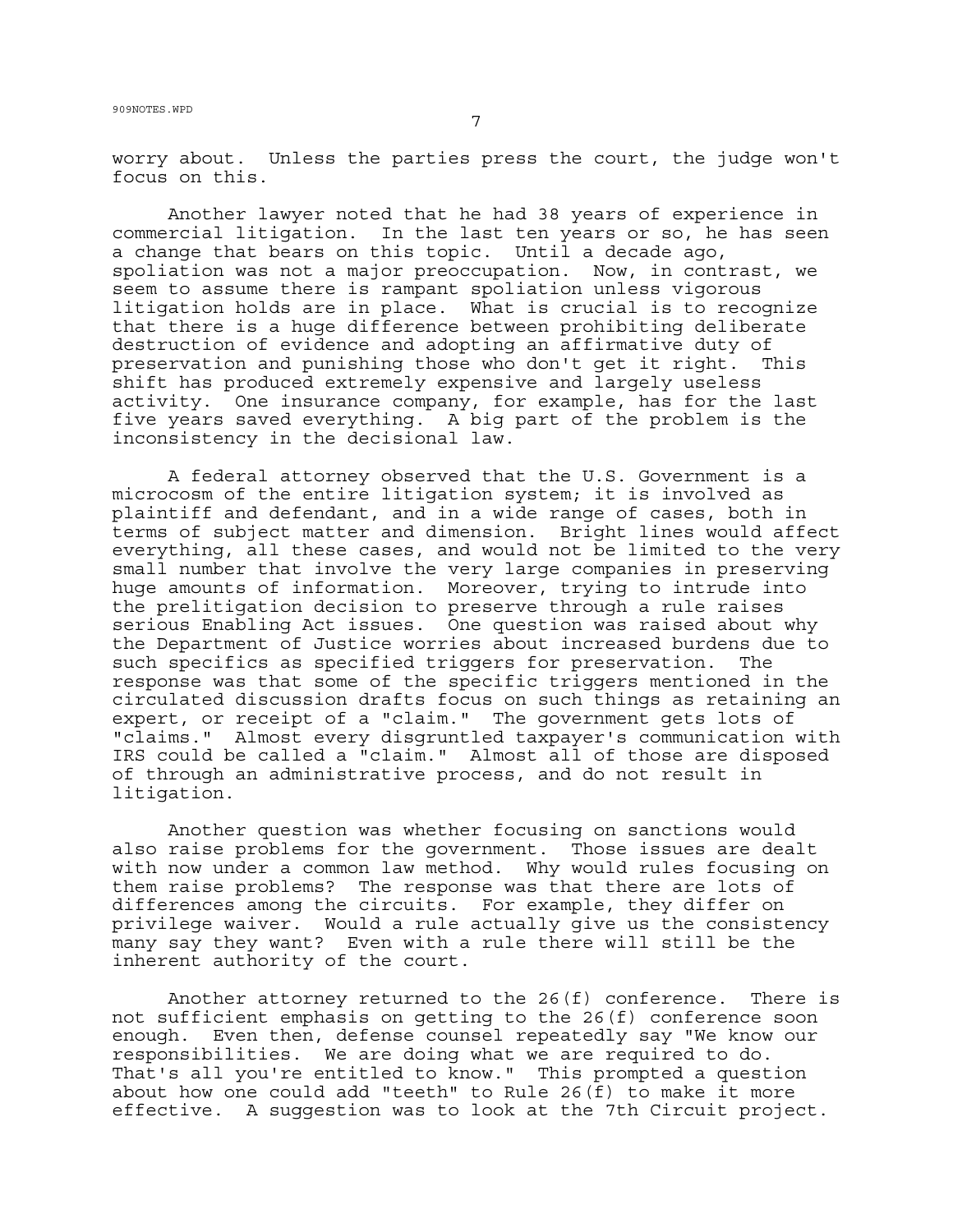worry about. Unless the parties press the court, the judge won't focus on this.

Another lawyer noted that he had 38 years of experience in commercial litigation. In the last ten years or so, he has seen a change that bears on this topic. Until a decade ago, spoliation was not a major preoccupation. Now, in contrast, we seem to assume there is rampant spoliation unless vigorous litigation holds are in place. What is crucial is to recognize that there is a huge difference between prohibiting deliberate destruction of evidence and adopting an affirmative duty of preservation and punishing those who don't get it right. This shift has produced extremely expensive and largely useless activity. One insurance company, for example, has for the last five years saved everything. A big part of the problem is the inconsistency in the decisional law.

A federal attorney observed that the U.S. Government is a microcosm of the entire litigation system; it is involved as plaintiff and defendant, and in a wide range of cases, both in terms of subject matter and dimension. Bright lines would affect everything, all these cases, and would not be limited to the very small number that involve the very large companies in preserving huge amounts of information. Moreover, trying to intrude into the prelitigation decision to preserve through a rule raises serious Enabling Act issues. One question was raised about why the Department of Justice worries about increased burdens due to such specifics as specified triggers for preservation. The response was that some of the specific triggers mentioned in the circulated discussion drafts focus on such things as retaining an expert, or receipt of a "claim." The government gets lots of "claims." Almost every disgruntled taxpayer's communication with IRS could be called a "claim." Almost all of those are disposed of through an administrative process, and do not result in litigation.

Another question was whether focusing on sanctions would also raise problems for the government. Those issues are dealt with now under a common law method. Why would rules focusing on them raise problems? The response was that there are lots of differences among the circuits. For example, they differ on privilege waiver. Would a rule actually give us the consistency many say they want? Even with a rule there will still be the inherent authority of the court.

Another attorney returned to the 26(f) conference. There is not sufficient emphasis on getting to the 26(f) conference soon enough. Even then, defense counsel repeatedly say "We know our responsibilities. We are doing what we are required to do. That's all you're entitled to know." This prompted a question about how one could add "teeth" to Rule 26(f) to make it more effective. A suggestion was to look at the 7th Circuit project.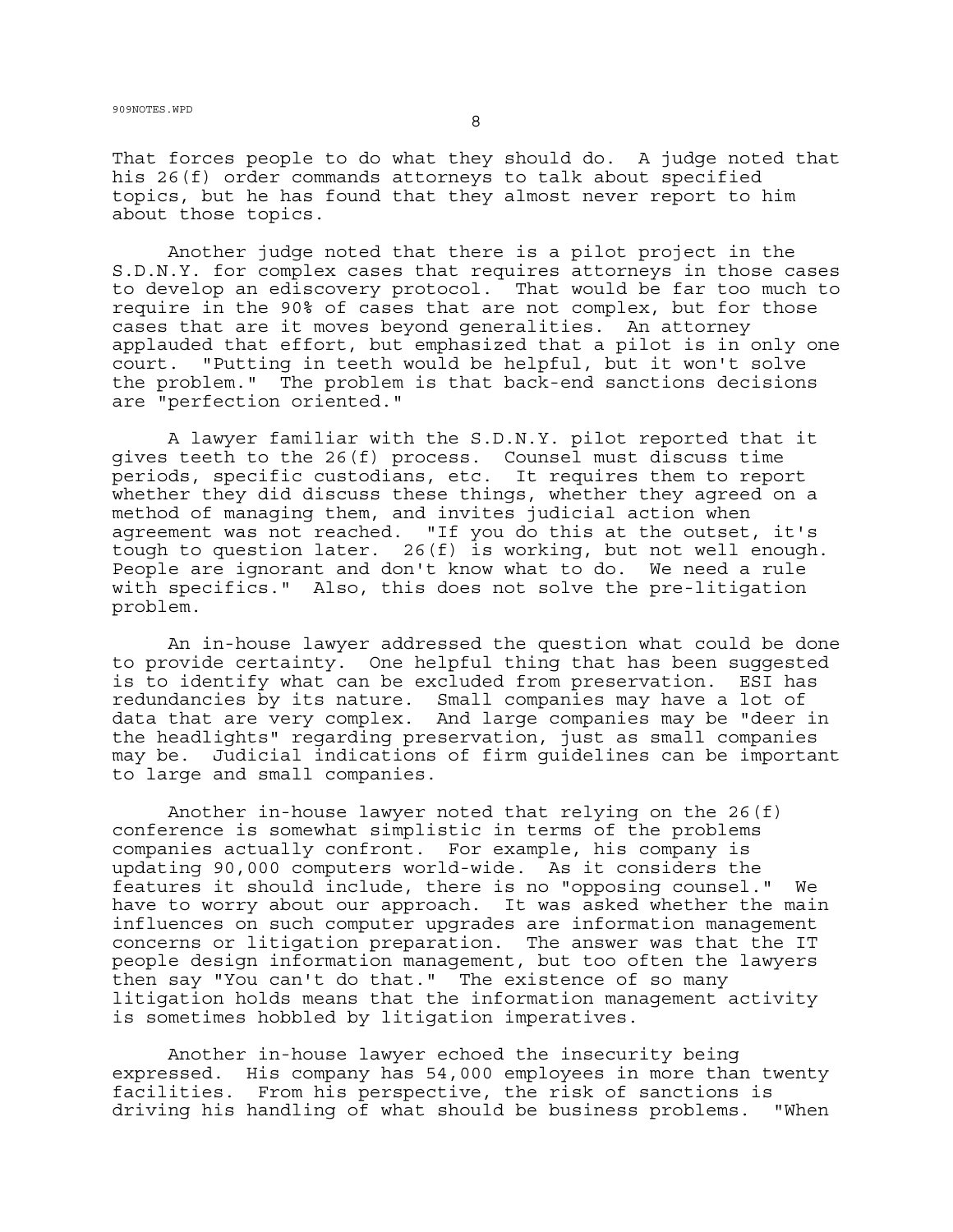That forces people to do what they should do. A judge noted that his 26(f) order commands attorneys to talk about specified topics, but he has found that they almost never report to him about those topics.

Another judge noted that there is a pilot project in the S.D.N.Y. for complex cases that requires attorneys in those cases to develop an ediscovery protocol. That would be far too much to require in the 90% of cases that are not complex, but for those cases that are it moves beyond generalities. An attorney applauded that effort, but emphasized that a pilot is in only one court. "Putting in teeth would be helpful, but it won't solve the problem." The problem is that back-end sanctions decisions are "perfection oriented."

A lawyer familiar with the S.D.N.Y. pilot reported that it gives teeth to the 26(f) process. Counsel must discuss time periods, specific custodians, etc. It requires them to report whether they did discuss these things, whether they agreed on a method of managing them, and invites judicial action when agreement was not reached. "If you do this at the outset, it's tough to question later. 26(f) is working, but not well enough. People are ignorant and don't know what to do. We need a rule with specifics." Also, this does not solve the pre-litigation problem.

An in-house lawyer addressed the question what could be done to provide certainty. One helpful thing that has been suggested is to identify what can be excluded from preservation. ESI has redundancies by its nature. Small companies may have a lot of data that are very complex. And large companies may be "deer in the headlights" regarding preservation, just as small companies may be. Judicial indications of firm guidelines can be important to large and small companies.

Another in-house lawyer noted that relying on the 26(f) conference is somewhat simplistic in terms of the problems companies actually confront. For example, his company is updating 90,000 computers world-wide. As it considers the features it should include, there is no "opposing counsel." We have to worry about our approach. It was asked whether the main influences on such computer upgrades are information management concerns or litigation preparation. The answer was that the IT people design information management, but too often the lawyers then say "You can't do that." The existence of so many litigation holds means that the information management activity is sometimes hobbled by litigation imperatives.

Another in-house lawyer echoed the insecurity being expressed. His company has 54,000 employees in more than twenty facilities. From his perspective, the risk of sanctions is driving his handling of what should be business problems. "When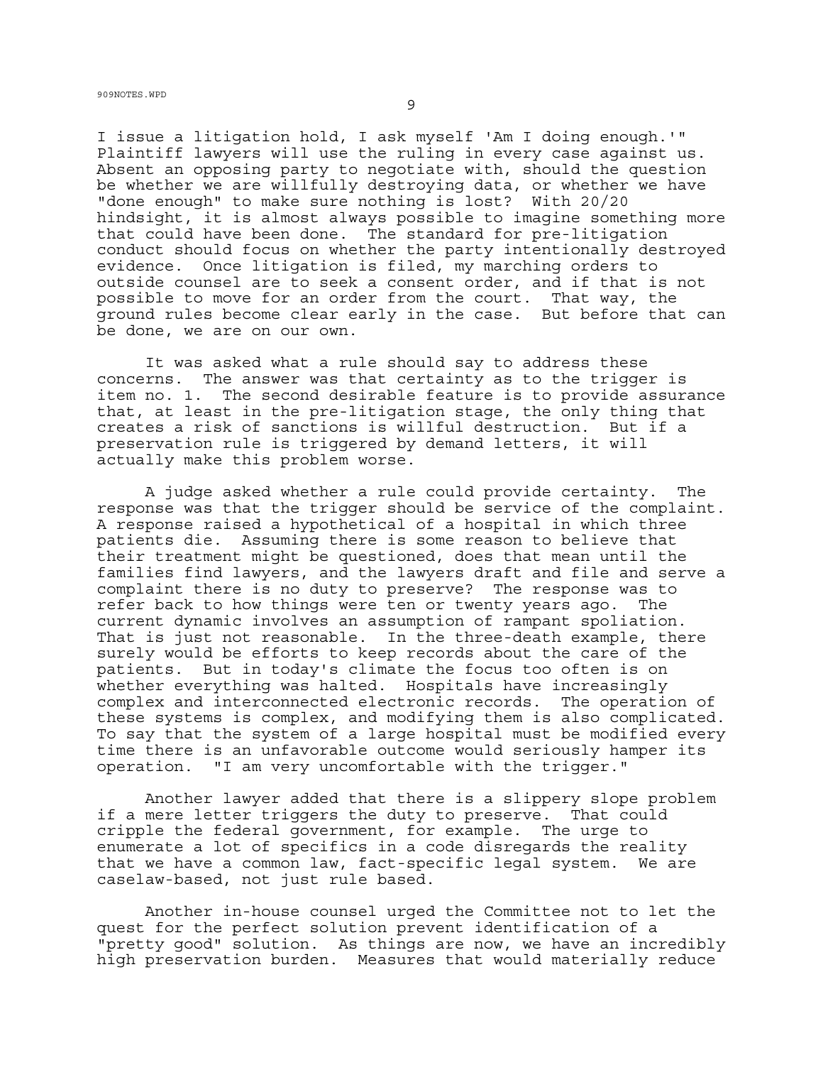I issue a litigation hold, I ask myself 'Am I doing enough.'" Plaintiff lawyers will use the ruling in every case against us. Absent an opposing party to negotiate with, should the question be whether we are willfully destroying data, or whether we have "done enough" to make sure nothing is lost? With 20/20 hindsight, it is almost always possible to imagine something more that could have been done. The standard for pre-litigation conduct should focus on whether the party intentionally destroyed evidence. Once litigation is filed, my marching orders to outside counsel are to seek a consent order, and if that is not possible to move for an order from the court. That way, the ground rules become clear early in the case. But before that can be done, we are on our own.

It was asked what a rule should say to address these concerns. The answer was that certainty as to the trigger is item no. 1. The second desirable feature is to provide assurance that, at least in the pre-litigation stage, the only thing that creates a risk of sanctions is willful destruction. But if a preservation rule is triggered by demand letters, it will actually make this problem worse.

A judge asked whether a rule could provide certainty. The response was that the trigger should be service of the complaint. A response raised a hypothetical of a hospital in which three patients die. Assuming there is some reason to believe that their treatment might be questioned, does that mean until the families find lawyers, and the lawyers draft and file and serve a complaint there is no duty to preserve? The response was to refer back to how things were ten or twenty years ago. The current dynamic involves an assumption of rampant spoliation. That is just not reasonable. In the three-death example, there surely would be efforts to keep records about the care of the patients. But in today's climate the focus too often is on whether everything was halted. Hospitals have increasingly complex and interconnected electronic records. The operation of these systems is complex, and modifying them is also complicated. To say that the system of a large hospital must be modified every time there is an unfavorable outcome would seriously hamper its operation. "I am very uncomfortable with the trigger."

Another lawyer added that there is a slippery slope problem if a mere letter triggers the duty to preserve. That could cripple the federal government, for example. The urge to enumerate a lot of specifics in a code disregards the reality that we have a common law, fact-specific legal system. We are caselaw-based, not just rule based.

Another in-house counsel urged the Committee not to let the quest for the perfect solution prevent identification of a "pretty good" solution. As things are now, we have an incredibly high preservation burden. Measures that would materially reduce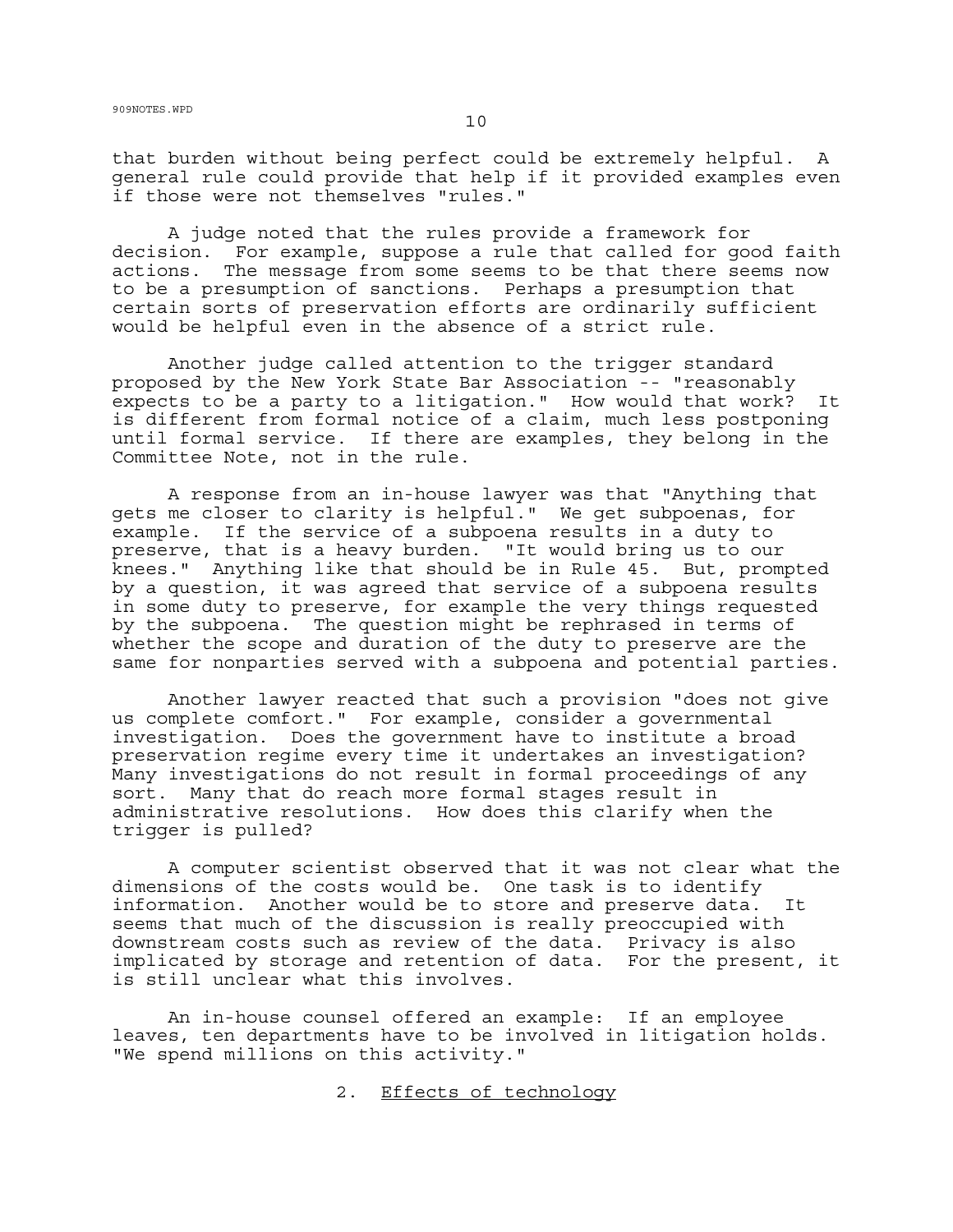that burden without being perfect could be extremely helpful. A general rule could provide that help if it provided examples even if those were not themselves "rules."

A judge noted that the rules provide a framework for decision. For example, suppose a rule that called for good faith actions. The message from some seems to be that there seems now to be a presumption of sanctions. Perhaps a presumption that certain sorts of preservation efforts are ordinarily sufficient would be helpful even in the absence of a strict rule.

Another judge called attention to the trigger standard proposed by the New York State Bar Association -- "reasonably expects to be a party to a litigation." How would that work? It is different from formal notice of a claim, much less postponing until formal service. If there are examples, they belong in the Committee Note, not in the rule.

A response from an in-house lawyer was that "Anything that gets me closer to clarity is helpful." We get subpoenas, for example. If the service of a subpoena results in a duty to preserve, that is a heavy burden. "It would bring us to our knees." Anything like that should be in Rule 45. But, prompted by a question, it was agreed that service of a subpoena results in some duty to preserve, for example the very things requested by the subpoena. The question might be rephrased in terms of whether the scope and duration of the duty to preserve are the same for nonparties served with a subpoena and potential parties.

Another lawyer reacted that such a provision "does not give us complete comfort." For example, consider a governmental investigation. Does the government have to institute a broad preservation regime every time it undertakes an investigation? Many investigations do not result in formal proceedings of any sort. Many that do reach more formal stages result in administrative resolutions. How does this clarify when the trigger is pulled?

A computer scientist observed that it was not clear what the dimensions of the costs would be. One task is to identify information. Another would be to store and preserve data. It seems that much of the discussion is really preoccupied with downstream costs such as review of the data. Privacy is also implicated by storage and retention of data. For the present, it is still unclear what this involves.

An in-house counsel offered an example: If an employee leaves, ten departments have to be involved in litigation holds. "We spend millions on this activity."

2. Effects of technology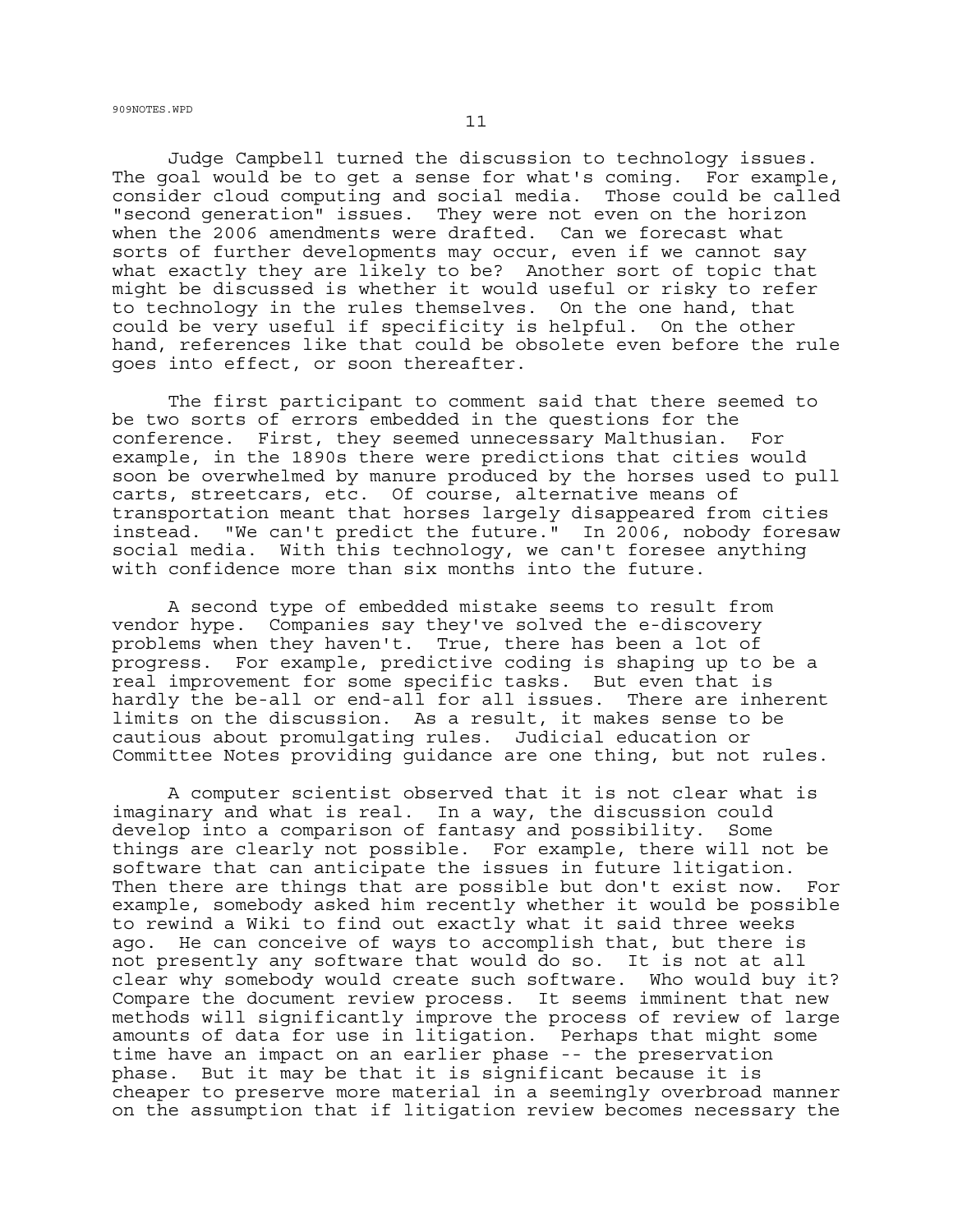Judge Campbell turned the discussion to technology issues. The goal would be to get a sense for what's coming. For example, consider cloud computing and social media. Those could be called "second generation" issues. They were not even on the horizon when the 2006 amendments were drafted. Can we forecast what sorts of further developments may occur, even if we cannot say what exactly they are likely to be? Another sort of topic that might be discussed is whether it would useful or risky to refer to technology in the rules themselves. On the one hand, that could be very useful if specificity is helpful. On the other hand, references like that could be obsolete even before the rule goes into effect, or soon thereafter.

The first participant to comment said that there seemed to be two sorts of errors embedded in the questions for the conference. First, they seemed unnecessary Malthusian. For example, in the 1890s there were predictions that cities would soon be overwhelmed by manure produced by the horses used to pull carts, streetcars, etc. Of course, alternative means of transportation meant that horses largely disappeared from cities instead. "We can't predict the future." In 2006, nobody foresaw social media. With this technology, we can't foresee anything with confidence more than six months into the future.

A second type of embedded mistake seems to result from vendor hype. Companies say they've solved the e-discovery problems when they haven't. True, there has been a lot of progress. For example, predictive coding is shaping up to be a real improvement for some specific tasks. But even that is hardly the be-all or end-all for all issues. There are inherent limits on the discussion. As a result, it makes sense to be cautious about promulgating rules. Judicial education or Committee Notes providing guidance are one thing, but not rules.

A computer scientist observed that it is not clear what is imaginary and what is real. In a way, the discussion could develop into a comparison of fantasy and possibility. Some things are clearly not possible. For example, there will not be software that can anticipate the issues in future litigation. Then there are things that are possible but don't exist now. For example, somebody asked him recently whether it would be possible to rewind a Wiki to find out exactly what it said three weeks ago. He can conceive of ways to accomplish that, but there is not presently any software that would do so. It is not at all clear why somebody would create such software. Who would buy it? Compare the document review process. It seems imminent that new methods will significantly improve the process of review of large amounts of data for use in litigation. Perhaps that might some time have an impact on an earlier phase -- the preservation phase. But it may be that it is significant because it is cheaper to preserve more material in a seemingly overbroad manner on the assumption that if litigation review becomes necessary the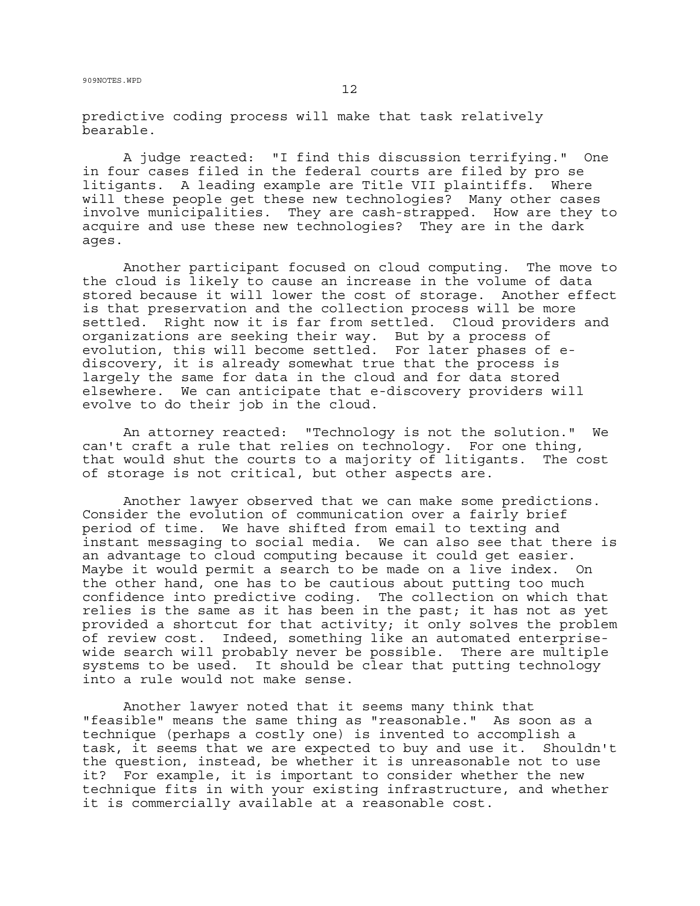predictive coding process will make that task relatively bearable.

A judge reacted: "I find this discussion terrifying." One in four cases filed in the federal courts are filed by pro se litigants. A leading example are Title VII plaintiffs. Where will these people get these new technologies? Many other cases involve municipalities. They are cash-strapped. How are they to acquire and use these new technologies? They are in the dark ages.

Another participant focused on cloud computing. The move to the cloud is likely to cause an increase in the volume of data stored because it will lower the cost of storage. Another effect is that preservation and the collection process will be more settled. Right now it is far from settled. Cloud providers and organizations are seeking their way. But by a process of evolution, this will become settled. For later phases of e-discovery, it is already somewhat true that the process is largely the same for data in the cloud and for data stored elsewhere. We can anticipate that e-discovery providers will evolve to do their job in the cloud.

An attorney reacted: "Technology is not the solution." We can't craft a rule that relies on technology. For one thing, that would shut the courts to a majority of litigants. The cost of storage is not critical, but other aspects are.

Another lawyer observed that we can make some predictions. Consider the evolution of communication over a fairly brief period of time. We have shifted from email to texting and instant messaging to social media. We can also see that there is an advantage to cloud computing because it could get easier. Maybe it would permit a search to be made on a live index. On the other hand, one has to be cautious about putting too much confidence into predictive coding. The collection on which that relies is the same as it has been in the past; it has not as yet provided a shortcut for that activity; it only solves the problem of review cost. Indeed, something like an automated enterprise-wide search will probably never be possible. There are multiple systems to be used. It should be clear that putting technology into a rule would not make sense.

Another lawyer noted that it seems many think that "feasible" means the same thing as "reasonable." As soon as a technique (perhaps a costly one) is invented to accomplish a task, it seems that we are expected to buy and use it. Shouldn't the question, instead, be whether it is unreasonable not to use it? For example, it is important to consider whether the new technique fits in with your existing infrastructure, and whether it is commercially available at a reasonable cost.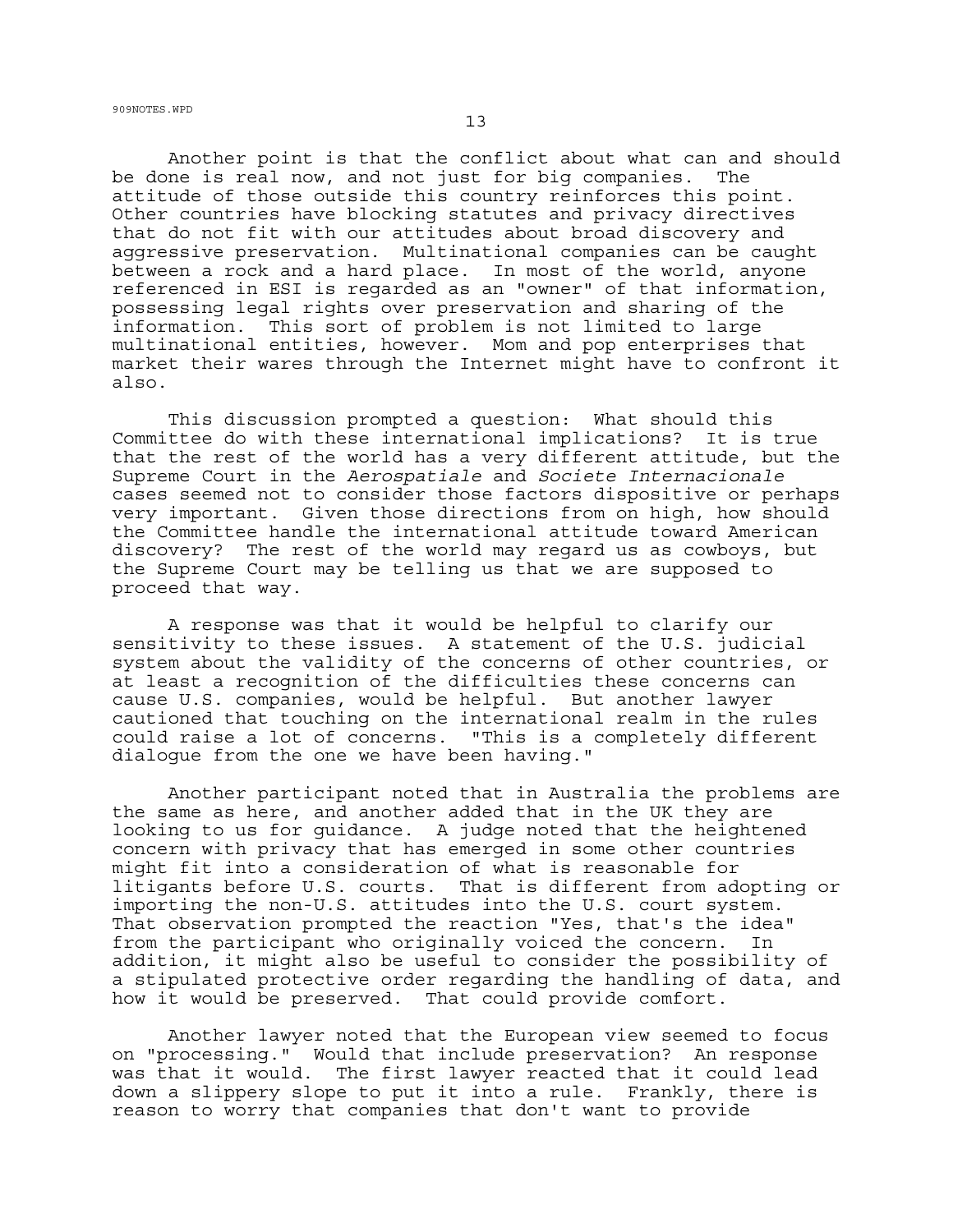Another point is that the conflict about what can and should be done is real now, and not just for big companies. The attitude of those outside this country reinforces this point. Other countries have blocking statutes and privacy directives that do not fit with our attitudes about broad discovery and aggressive preservation. Multinational companies can be caught between a rock and a hard place. In most of the world, anyone referenced in ESI is regarded as an "owner" of that information, possessing legal rights over preservation and sharing of the information. This sort of problem is not limited to large multinational entities, however. Mom and pop enterprises that market their wares through the Internet might have to confront it also.

This discussion prompted a question: What should this Committee do with these international implications? It is true that the rest of the world has a very different attitude, but the Supreme Court in the *Aerospatiale* and *Societe Internacionale* cases seemed not to consider those factors dispositive or perhaps very important. Given those directions from on high, how should the Committee handle the international attitude toward American discovery? The rest of the world may regard us as cowboys, but the Supreme Court may be telling us that we are supposed to proceed that way.

A response was that it would be helpful to clarify our sensitivity to these issues. A statement of the U.S. judicial system about the validity of the concerns of other countries, or at least a recognition of the difficulties these concerns can cause U.S. companies, would be helpful. But another lawyer cautioned that touching on the international realm in the rules could raise a lot of concerns. "This is a completely different dialogue from the one we have been having."

Another participant noted that in Australia the problems are the same as here, and another added that in the UK they are looking to us for guidance. A judge noted that the heightened concern with privacy that has emerged in some other countries might fit into a consideration of what is reasonable for litigants before U.S. courts. That is different from adopting or importing the non-U.S. attitudes into the U.S. court system. That observation prompted the reaction "Yes, that's the idea" from the participant who originally voiced the concern. In addition, it might also be useful to consider the possibility of a stipulated protective order regarding the handling of data, and how it would be preserved. That could provide comfort.

Another lawyer noted that the European view seemed to focus on "processing." Would that include preservation? An response was that it would. The first lawyer reacted that it could lead down a slippery slope to put it into a rule. Frankly, there is reason to worry that companies that don't want to provide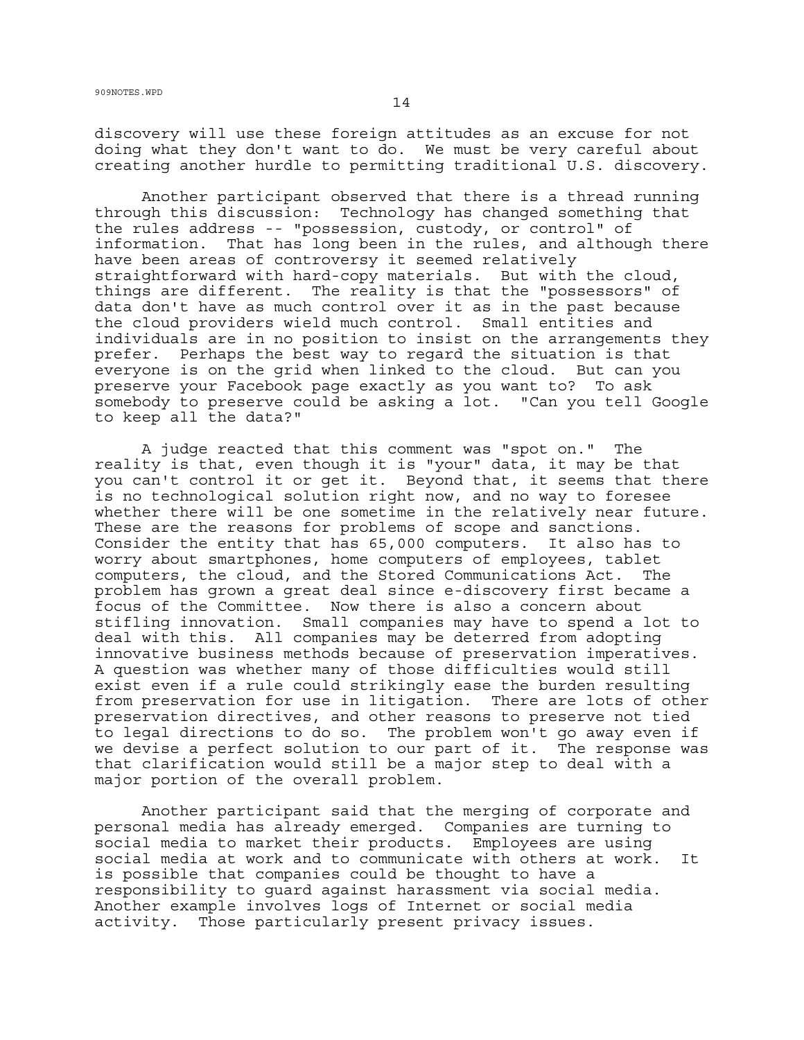discovery will use these foreign attitudes as an excuse for not doing what they don't want to do. We must be very careful about creating another hurdle to permitting traditional U.S. discovery.

Another participant observed that there is a thread running through this discussion: Technology has changed something that the rules address -- "possession, custody, or control" of information. That has long been in the rules, and although there have been areas of controversy it seemed relatively straightforward with hard-copy materials. But with the cloud, things are different. The reality is that the "possessors" of data don't have as much control over it as in the past because the cloud providers wield much control. Small entities and individuals are in no position to insist on the arrangements they prefer. Perhaps the best way to regard the situation is that everyone is on the grid when linked to the cloud. But can you preserve your Facebook page exactly as you want to? To ask somebody to preserve could be asking a lot. "Can you tell Google to keep all the data?"

A judge reacted that this comment was "spot on." The reality is that, even though it is "your" data, it may be that you can't control it or get it. Beyond that, it seems that there is no technological solution right now, and no way to foresee whether there will be one sometime in the relatively near future. These are the reasons for problems of scope and sanctions. Consider the entity that has 65,000 computers. It also has to worry about smartphones, home computers of employees, tablet computers, the cloud, and the Stored Communications Act. The problem has grown a great deal since e-discovery first became a focus of the Committee. Now there is also a concern about stifling innovation. Small companies may have to spend a lot to deal with this. All companies may be deterred from adopting innovative business methods because of preservation imperatives. A question was whether many of those difficulties would still exist even if a rule could strikingly ease the burden resulting from preservation for use in litigation. There are lots of other preservation directives, and other reasons to preserve not tied to legal directions to do so. The problem won't go away even if we devise a perfect solution to our part of it. The response was that clarification would still be a major step to deal with a major portion of the overall problem.

Another participant said that the merging of corporate and personal media has already emerged. Companies are turning to social media to market their products. Employees are using social media at work and to communicate with others at work. It is possible that companies could be thought to have a responsibility to guard against harassment via social media. Another example involves logs of Internet or social media activity. Those particularly present privacy issues.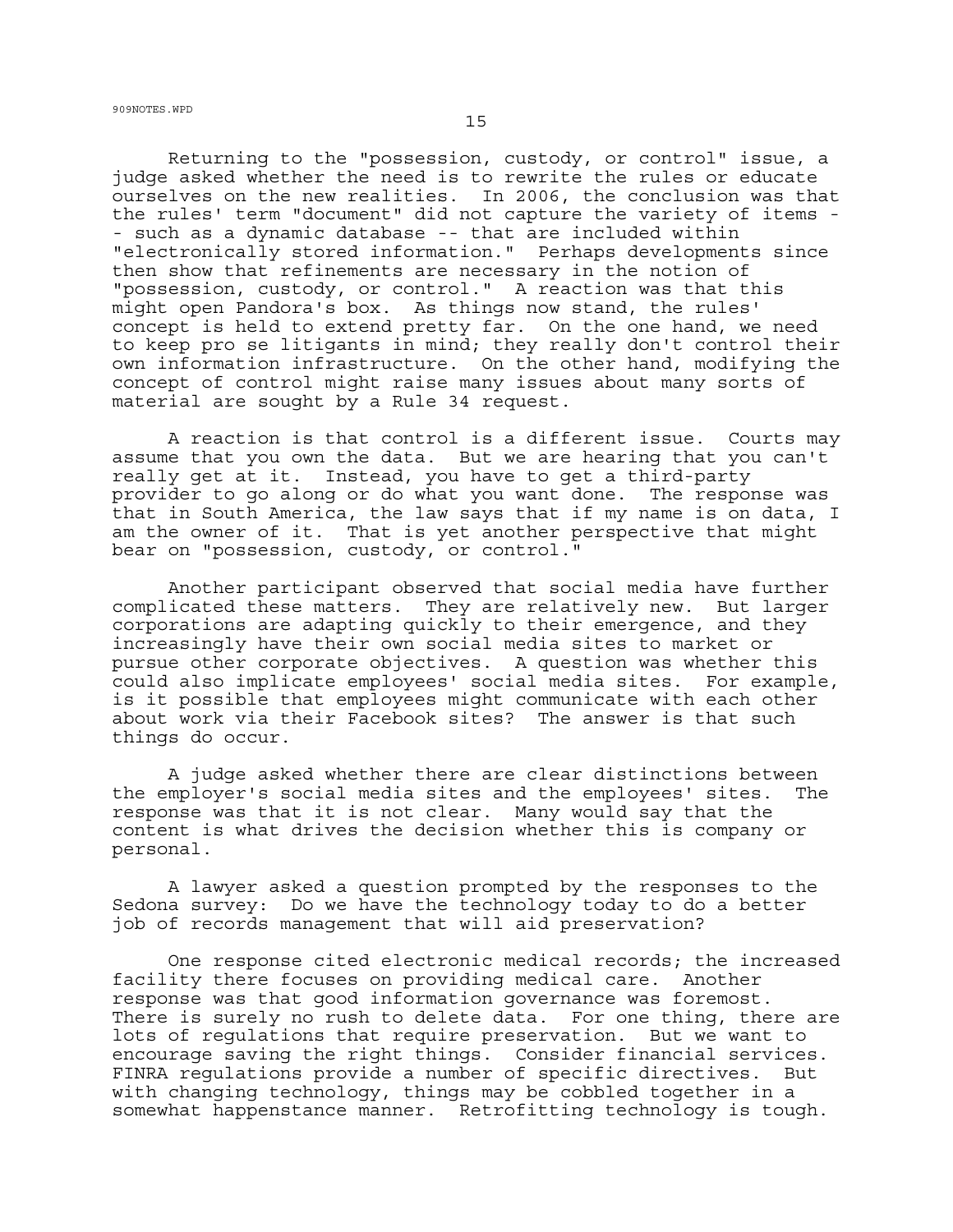Returning to the "possession, custody, or control" issue, a judge asked whether the need is to rewrite the rules or educate ourselves on the new realities. In 2006, the conclusion was that the rules' term "document" did not capture the variety of items -- such as a dynamic database -- that are included within "electronically stored information." Perhaps developments since then show that refinements are necessary in the notion of "possession, custody, or control." A reaction was that this might open Pandora's box. As things now stand, the rules' concept is held to extend pretty far. On the one hand, we need to keep pro se litigants in mind; they really don't control their own information infrastructure. On the other hand, modifying the concept of control might raise many issues about many sorts of material are sought by a Rule 34 request.

A reaction is that control is a different issue. Courts may assume that you own the data. But we are hearing that you can't really get at it. Instead, you have to get a third-party provider to go along or do what you want done. The response was that in South America, the law says that if my name is on data, I am the owner of it. That is yet another perspective that might bear on "possession, custody, or control."

Another participant observed that social media have further complicated these matters. They are relatively new. But larger corporations are adapting quickly to their emergence, and they increasingly have their own social media sites to market or pursue other corporate objectives. A question was whether this could also implicate employees' social media sites. For example, is it possible that employees might communicate with each other about work via their Facebook sites? The answer is that such things do occur.

A judge asked whether there are clear distinctions between the employer's social media sites and the employees' sites. The response was that it is not clear. Many would say that the content is what drives the decision whether this is company or personal.

A lawyer asked a question prompted by the responses to the Sedona survey: Do we have the technology today to do a better job of records management that will aid preservation?

One response cited electronic medical records; the increased facility there focuses on providing medical care. Another response was that good information governance was foremost. There is surely no rush to delete data. For one thing, there are lots of regulations that require preservation. But we want to encourage saving the right things. Consider financial services. FINRA regulations provide a number of specific directives. But with changing technology, things may be cobbled together in a somewhat happenstance manner. Retrofitting technology is tough.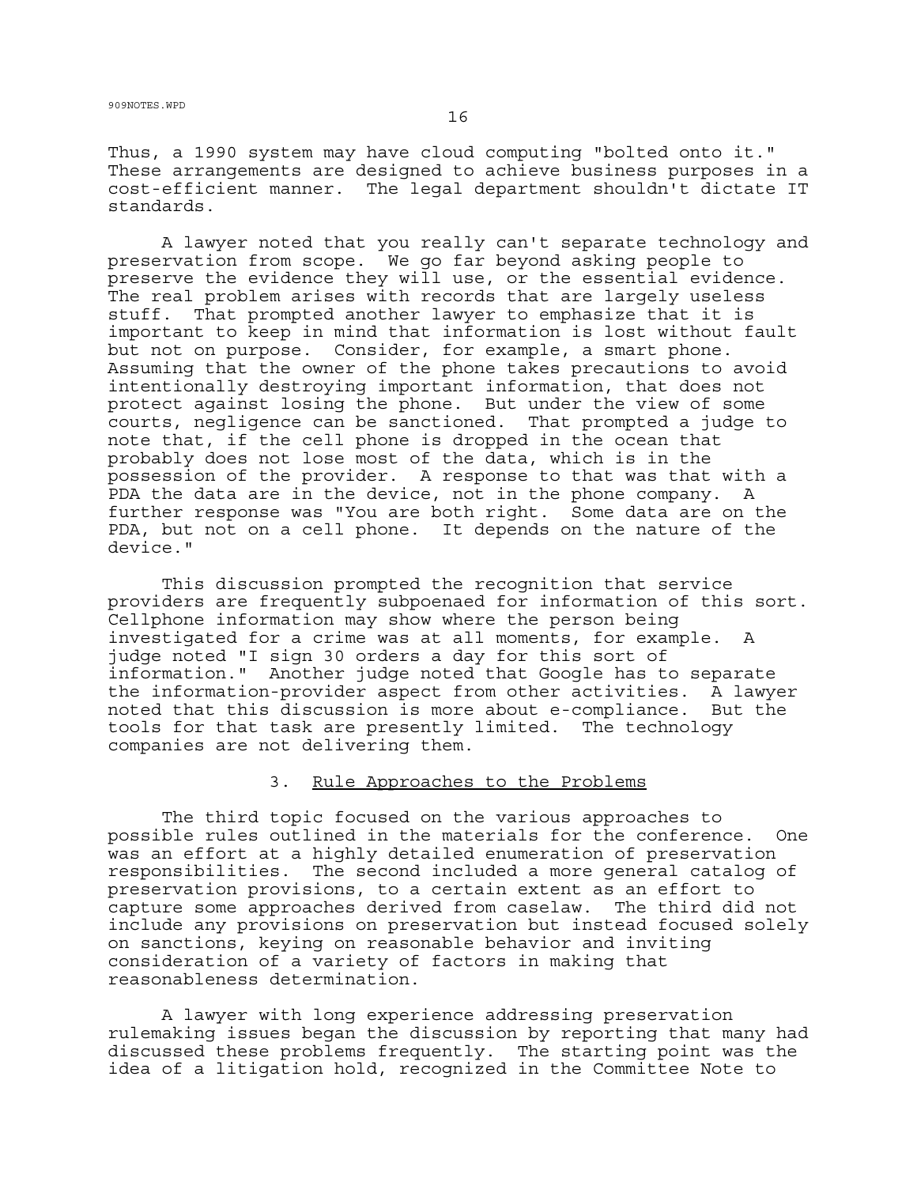Thus, a 1990 system may have cloud computing "bolted onto it." These arrangements are designed to achieve business purposes in a cost-efficient manner. The legal department shouldn't dictate IT standards.

A lawyer noted that you really can't separate technology and preservation from scope. We go far beyond asking people to preserve the evidence they will use, or the essential evidence. The real problem arises with records that are largely useless stuff. That prompted another lawyer to emphasize that it is important to keep in mind that information is lost without fault but not on purpose. Consider, for example, a smart phone. Assuming that the owner of the phone takes precautions to avoid intentionally destroying important information, that does not protect against losing the phone. But under the view of some courts, negligence can be sanctioned. That prompted a judge to note that, if the cell phone is dropped in the ocean that probably does not lose most of the data, which is in the possession of the provider. A response to that was that with a PDA the data are in the device, not in the phone company. A further response was "You are both right. Some data are on the PDA, but not on a cell phone. It depends on the nature of the device."

This discussion prompted the recognition that service providers are frequently subpoenaed for information of this sort. Cellphone information may show where the person being investigated for a crime was at all moments, for example. A judge noted "I sign 30 orders a day for this sort of information." Another judge noted that Google has to separate the information-provider aspect from other activities. A lawyer noted that this discussion is more about e-compliance. But the tools for that task are presently limited. The technology companies are not delivering them.

### 3. Rule Approaches to the Problems

The third topic focused on the various approaches to possible rules outlined in the materials for the conference. One was an effort at a highly detailed enumeration of preservation responsibilities. The second included a more general catalog of preservation provisions, to a certain extent as an effort to capture some approaches derived from caselaw. The third did not include any provisions on preservation but instead focused solely on sanctions, keying on reasonable behavior and inviting consideration of a variety of factors in making that reasonableness determination.

A lawyer with long experience addressing preservation rulemaking issues began the discussion by reporting that many had discussed these problems frequently. The starting point was the idea of a litigation hold, recognized in the Committee Note to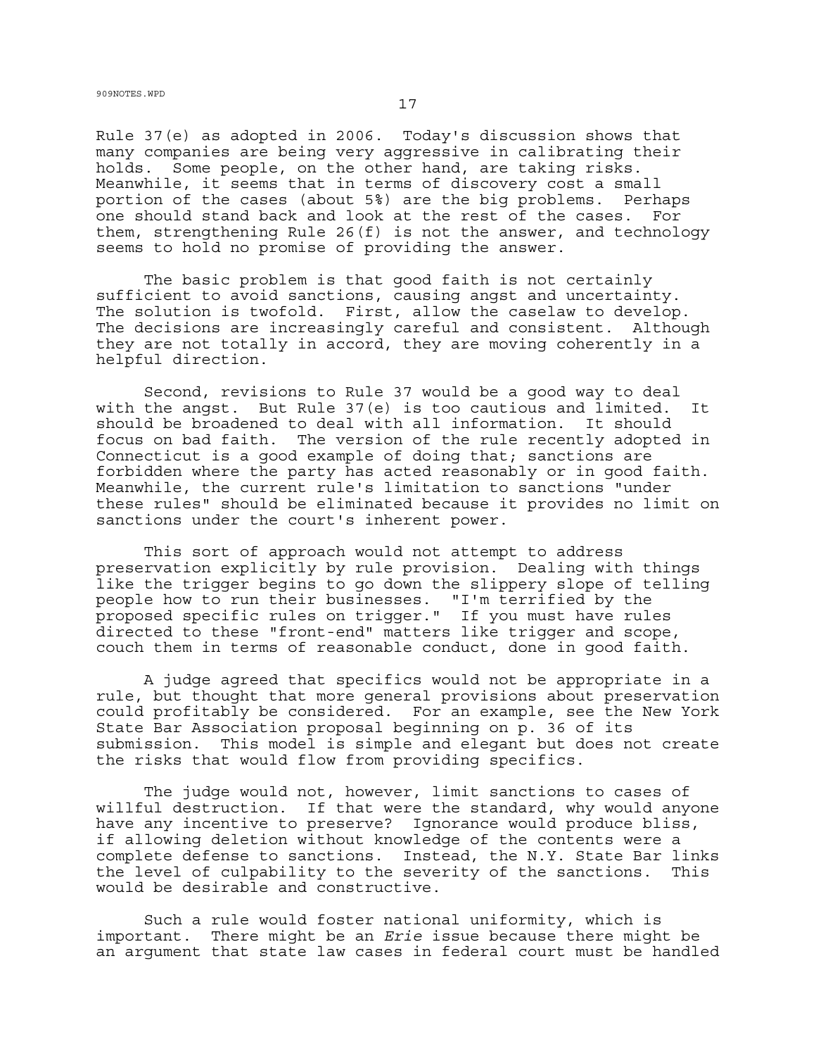Rule 37(e) as adopted in 2006. Today's discussion shows that many companies are being very aggressive in calibrating their holds. Some people, on the other hand, are taking risks. Meanwhile, it seems that in terms of discovery cost a small portion of the cases (about 5%) are the big problems. Perhaps one should stand back and look at the rest of the cases. For them, strengthening Rule 26(f) is not the answer, and technology seems to hold no promise of providing the answer.

The basic problem is that good faith is not certainly sufficient to avoid sanctions, causing angst and uncertainty. The solution is twofold. First, allow the caselaw to develop. The decisions are increasingly careful and consistent. Although they are not totally in accord, they are moving coherently in a helpful direction.

Second, revisions to Rule 37 would be a good way to deal with the angst. But Rule 37(e) is too cautious and limited. It should be broadened to deal with all information. It should focus on bad faith. The version of the rule recently adopted in Connecticut is a good example of doing that; sanctions are forbidden where the party has acted reasonably or in good faith. Meanwhile, the current rule's limitation to sanctions "under these rules" should be eliminated because it provides no limit on sanctions under the court's inherent power.

This sort of approach would not attempt to address preservation explicitly by rule provision. Dealing with things like the trigger begins to go down the slippery slope of telling people how to run their businesses. "I'm terrified by the proposed specific rules on trigger." If you must have rules directed to these "front-end" matters like trigger and scope, couch them in terms of reasonable conduct, done in good faith.

A judge agreed that specifics would not be appropriate in a rule, but thought that more general provisions about preservation could profitably be considered. For an example, see the New York State Bar Association proposal beginning on p. 36 of its submission. This model is simple and elegant but does not create the risks that would flow from providing specifics.

The judge would not, however, limit sanctions to cases of willful destruction. If that were the standard, why would anyone have any incentive to preserve? Ignorance would produce bliss, if allowing deletion without knowledge of the contents were a complete defense to sanctions. Instead, the N.Y. State Bar links the level of culpability to the severity of the sanctions. This would be desirable and constructive.

Such a rule would foster national uniformity, which is important. There might be an *Erie* issue because there might be an argument that state law cases in federal court must be handled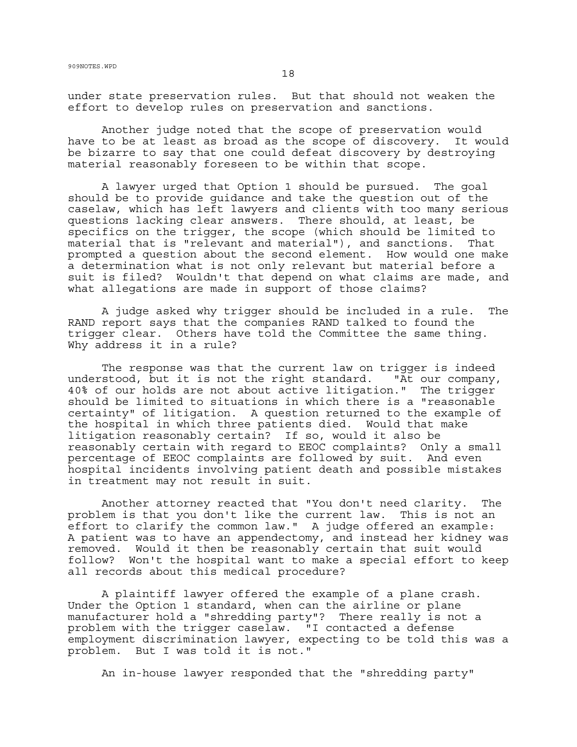under state preservation rules. But that should not weaken the effort to develop rules on preservation and sanctions.

Another judge noted that the scope of preservation would have to be at least as broad as the scope of discovery. It would be bizarre to say that one could defeat discovery by destroying material reasonably foreseen to be within that scope.

A lawyer urged that Option 1 should be pursued. The goal should be to provide guidance and take the question out of the caselaw, which has left lawyers and clients with too many serious questions lacking clear answers. There should, at least, be specifics on the trigger, the scope (which should be limited to material that is "relevant and material"), and sanctions. That prompted a question about the second element. How would one make a determination what is not only relevant but material before a suit is filed? Wouldn't that depend on what claims are made, and what allegations are made in support of those claims?

A judge asked why trigger should be included in a rule. The RAND report says that the companies RAND talked to found the trigger clear. Others have told the Committee the same thing. Why address it in a rule?

The response was that the current law on trigger is indeed understood, but it is not the right standard. "At our company, 40% of our holds are not about active litigation." The trigger should be limited to situations in which there is a "reasonable certainty" of litigation. A question returned to the example of the hospital in which three patients died. Would that make litigation reasonably certain? If so, would it also be reasonably certain with regard to EEOC complaints? Only a small percentage of EEOC complaints are followed by suit. And even hospital incidents involving patient death and possible mistakes in treatment may not result in suit.

Another attorney reacted that "You don't need clarity. The problem is that you don't like the current law. This is not an effort to clarify the common law." A judge offered an example: A patient was to have an appendectomy, and instead her kidney was removed. Would it then be reasonably certain that suit would follow? Won't the hospital want to make a special effort to keep all records about this medical procedure?

A plaintiff lawyer offered the example of a plane crash. Under the Option 1 standard, when can the airline or plane manufacturer hold a "shredding party"? There really is not a problem with the trigger caselaw. "I contacted a defense employment discrimination lawyer, expecting to be told this was a problem. But I was told it is not."

An in-house lawyer responded that the "shredding party"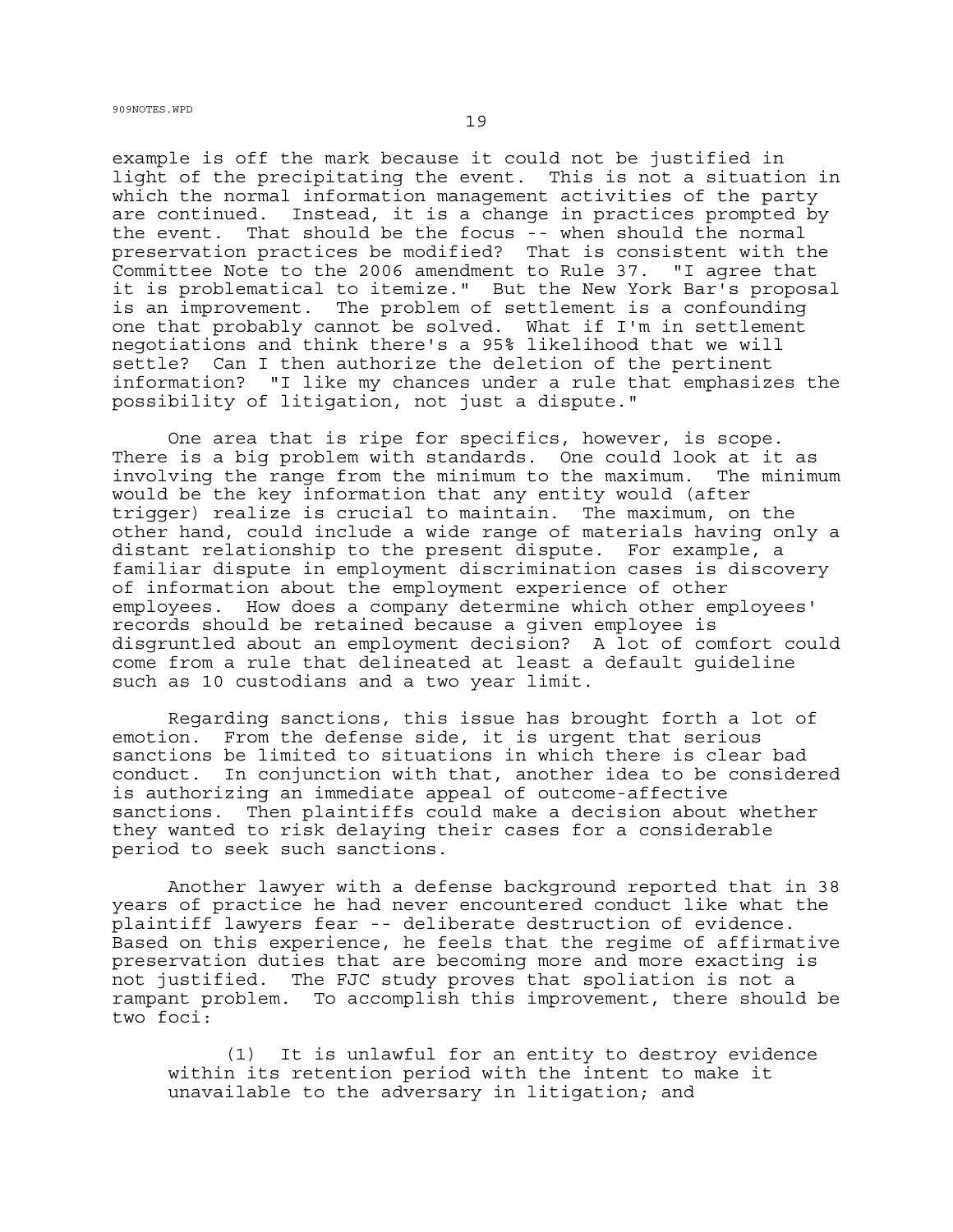example is off the mark because it could not be justified in light of the precipitating the event. This is not a situation in which the normal information management activities of the party are continued. Instead, it is a change in practices prompted by the event. That should be the focus -- when should the normal preservation practices be modified? That is consistent with the Committee Note to the 2006 amendment to Rule 37. "I agree that it is problematical to itemize." But the New York Bar's proposal is an improvement. The problem of settlement is a confounding one that probably cannot be solved. What if I'm in settlement negotiations and think there's a 95% likelihood that we will settle? Can I then authorize the deletion of the pertinent information? "I like my chances under a rule that emphasizes the possibility of litigation, not just a dispute."

One area that is ripe for specifics, however, is scope. There is a big problem with standards. One could look at it as involving the range from the minimum to the maximum. The minimum would be the key information that any entity would (after trigger) realize is crucial to maintain. The maximum, on the other hand, could include a wide range of materials having only a distant relationship to the present dispute. For example, a familiar dispute in employment discrimination cases is discovery of information about the employment experience of other employees. How does a company determine which other employees' records should be retained because a given employee is disgruntled about an employment decision? A lot of comfort could come from a rule that delineated at least a default guideline such as 10 custodians and a two year limit.

Regarding sanctions, this issue has brought forth a lot of emotion. From the defense side, it is urgent that serious sanctions be limited to situations in which there is clear bad conduct. In conjunction with that, another idea to be considered is authorizing an immediate appeal of outcome-affective sanctions. Then plaintiffs could make a decision about whether they wanted to risk delaying their cases for a considerable period to seek such sanctions.

Another lawyer with a defense background reported that in 38 years of practice he had never encountered conduct like what the plaintiff lawyers fear -- deliberate destruction of evidence. Based on this experience, he feels that the regime of affirmative preservation duties that are becoming more and more exacting is not justified. The FJC study proves that spoliation is not a rampant problem. To accomplish this improvement, there should be two foci:

(1) It is unlawful for an entity to destroy evidence within its retention period with the intent to make it unavailable to the adversary in litigation; and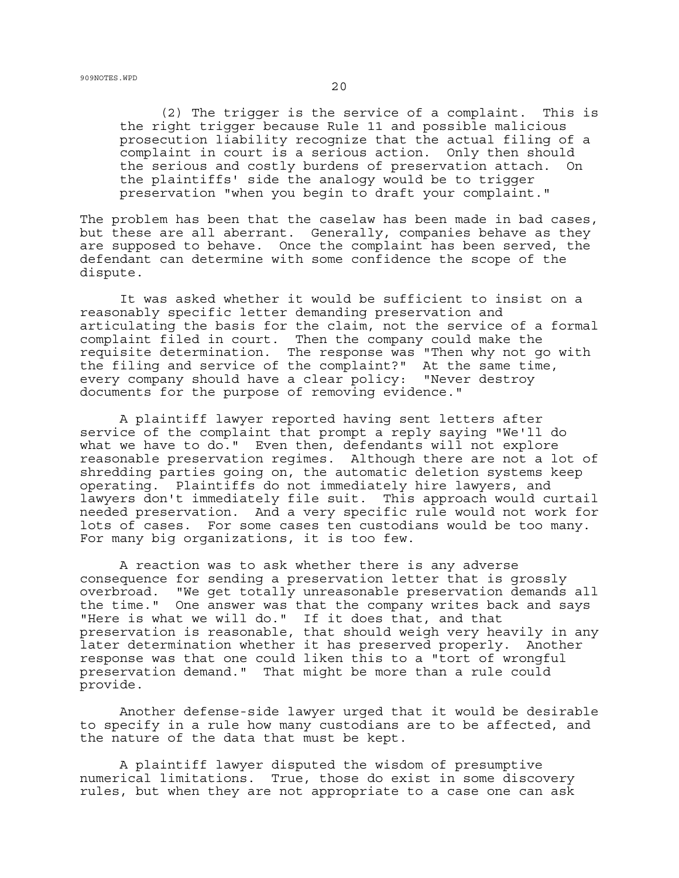(2) The trigger is the service of a complaint. This is the right trigger because Rule 11 and possible malicious prosecution liability recognize that the actual filing of a complaint in court is a serious action. Only then should the serious and costly burdens of preservation attach. On the plaintiffs' side the analogy would be to trigger preservation "when you begin to draft your complaint."

The problem has been that the caselaw has been made in bad cases, but these are all aberrant. Generally, companies behave as they are supposed to behave. Once the complaint has been served, the defendant can determine with some confidence the scope of the dispute.

It was asked whether it would be sufficient to insist on a reasonably specific letter demanding preservation and articulating the basis for the claim, not the service of a formal complaint filed in court. Then the company could make the requisite determination. The response was "Then why not go with the filing and service of the complaint?" At the same time, every company should have a clear policy: "Never destroy documents for the purpose of removing evidence."

A plaintiff lawyer reported having sent letters after service of the complaint that prompt a reply saying "We'll do what we have to do." Even then, defendants will not explore reasonable preservation regimes. Although there are not a lot of shredding parties going on, the automatic deletion systems keep operating. Plaintiffs do not immediately hire lawyers, and lawyers don't immediately file suit. This approach would curtail needed preservation. And a very specific rule would not work for lots of cases. For some cases ten custodians would be too many. For many big organizations, it is too few.

A reaction was to ask whether there is any adverse consequence for sending a preservation letter that is grossly overbroad. "We get totally unreasonable preservation demands all the time." One answer was that the company writes back and says "Here is what we will do." If it does that, and that preservation is reasonable, that should weigh very heavily in any later determination whether it has preserved properly. Another response was that one could liken this to a "tort of wrongful preservation demand." That might be more than a rule could provide.

Another defense-side lawyer urged that it would be desirable to specify in a rule how many custodians are to be affected, and the nature of the data that must be kept.

A plaintiff lawyer disputed the wisdom of presumptive numerical limitations. True, those do exist in some discovery rules, but when they are not appropriate to a case one can ask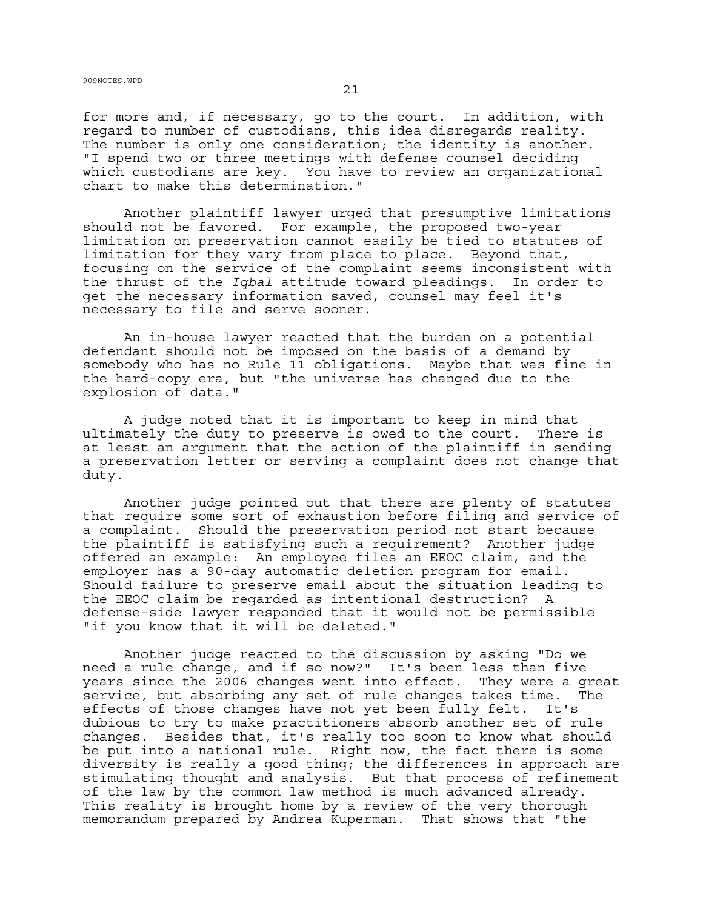for more and, if necessary, go to the court. In addition, with regard to number of custodians, this idea disregards reality. The number is only one consideration; the identity is another. "I spend two or three meetings with defense counsel deciding which custodians are key. You have to review an organizational chart to make this determination."

Another plaintiff lawyer urged that presumptive limitations should not be favored. For example, the proposed two-year limitation on preservation cannot easily be tied to statutes of limitation for they vary from place to place. Beyond that, focusing on the service of the complaint seems inconsistent with the thrust of the *Iqbal* attitude toward pleadings. In order to get the necessary information saved, counsel may feel it's necessary to file and serve sooner.

An in-house lawyer reacted that the burden on a potential defendant should not be imposed on the basis of a demand by somebody who has no Rule 11 obligations. Maybe that was fine in the hard-copy era, but "the universe has changed due to the explosion of data."

A judge noted that it is important to keep in mind that ultimately the duty to preserve is owed to the court. There is at least an argument that the action of the plaintiff in sending a preservation letter or serving a complaint does not change that duty.

Another judge pointed out that there are plenty of statutes that require some sort of exhaustion before filing and service of a complaint. Should the preservation period not start because the plaintiff is satisfying such a requirement? Another judge offered an example: An employee files an EEOC claim, and the employer has a 90-day automatic deletion program for email. Should failure to preserve email about the situation leading to the EEOC claim be regarded as intentional destruction? A defense-side lawyer responded that it would not be permissible "if you know that it will be deleted."

Another judge reacted to the discussion by asking "Do we need a rule change, and if so now?" It's been less than five years since the 2006 changes went into effect. They were a great service, but absorbing any set of rule changes takes time. The effects of those changes have not yet been fully felt. It's dubious to try to make practitioners absorb another set of rule changes. Besides that, it's really too soon to know what should be put into a national rule. Right now, the fact there is some diversity is really a good thing; the differences in approach are stimulating thought and analysis. But that process of refinement of the law by the common law method is much advanced already. This reality is brought home by a review of the very thorough memorandum prepared by Andrea Kuperman. That shows that "the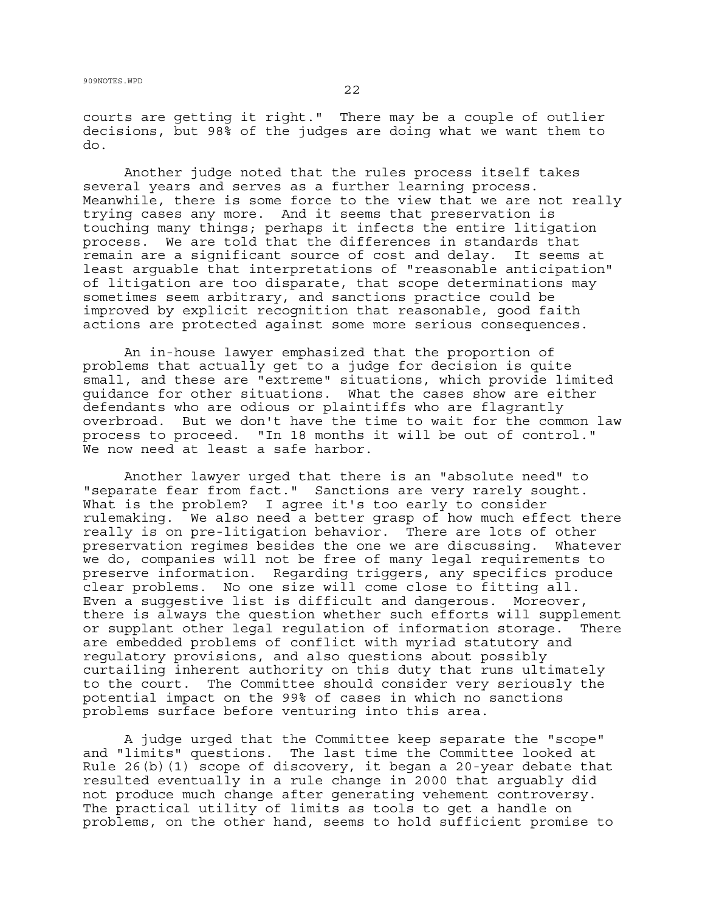courts are getting it right." There may be a couple of outlier decisions, but 98% of the judges are doing what we want them to do.

Another judge noted that the rules process itself takes several years and serves as a further learning process. Meanwhile, there is some force to the view that we are not really trying cases any more. And it seems that preservation is touching many things; perhaps it infects the entire litigation process. We are told that the differences in standards that remain are a significant source of cost and delay. It seems at least arguable that interpretations of "reasonable anticipation" of litigation are too disparate, that scope determinations may sometimes seem arbitrary, and sanctions practice could be improved by explicit recognition that reasonable, good faith actions are protected against some more serious consequences.

An in-house lawyer emphasized that the proportion of problems that actually get to a judge for decision is quite small, and these are "extreme" situations, which provide limited guidance for other situations. What the cases show are either defendants who are odious or plaintiffs who are flagrantly overbroad. But we don't have the time to wait for the common law process to proceed. "In 18 months it will be out of control." We now need at least a safe harbor.

Another lawyer urged that there is an "absolute need" to "separate fear from fact." Sanctions are very rarely sought. What is the problem? I agree it's too early to consider rulemaking. We also need a better grasp of how much effect there really is on pre-litigation behavior. There are lots of other preservation regimes besides the one we are discussing. Whatever we do, companies will not be free of many legal requirements to preserve information. Regarding triggers, any specifics produce clear problems. No one size will come close to fitting all. Even a suggestive list is difficult and dangerous. Moreover, there is always the question whether such efforts will supplement or supplant other legal regulation of information storage. There are embedded problems of conflict with myriad statutory and regulatory provisions, and also questions about possibly curtailing inherent authority on this duty that runs ultimately to the court. The Committee should consider very seriously the potential impact on the 99% of cases in which no sanctions problems surface before venturing into this area.

A judge urged that the Committee keep separate the "scope" and "limits" questions. The last time the Committee looked at Rule 26(b)(1) scope of discovery, it began a 20-year debate that resulted eventually in a rule change in 2000 that arguably did not produce much change after generating vehement controversy. The practical utility of limits as tools to get a handle on problems, on the other hand, seems to hold sufficient promise to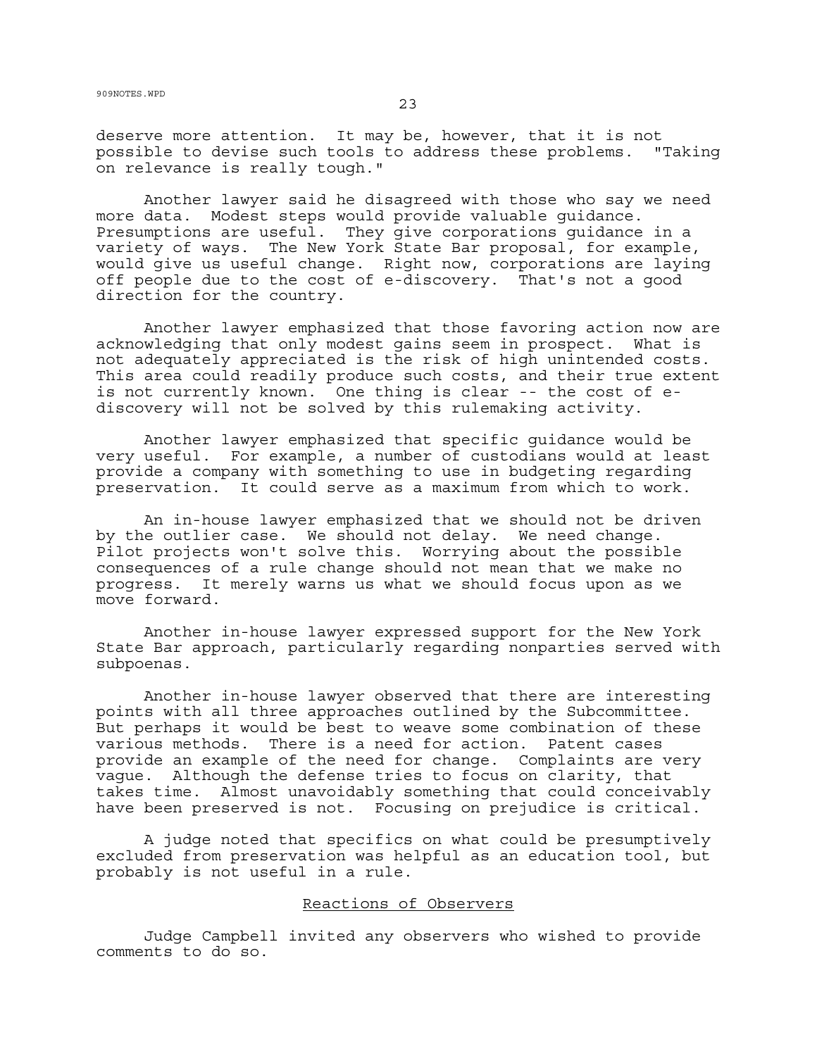deserve more attention. It may be, however, that it is not possible to devise such tools to address these problems. "Taking on relevance is really tough."

Another lawyer said he disagreed with those who say we need more data. Modest steps would provide valuable guidance. Presumptions are useful. They give corporations guidance in a variety of ways. The New York State Bar proposal, for example, would give us useful change. Right now, corporations are laying off people due to the cost of e-discovery. That's not a good direction for the country.

Another lawyer emphasized that those favoring action now are acknowledging that only modest gains seem in prospect. What is not adequately appreciated is the risk of high unintended costs. This area could readily produce such costs, and their true extent is not currently known. One thing is clear -- the cost of e-discovery will not be solved by this rulemaking activity.

Another lawyer emphasized that specific guidance would be very useful. For example, a number of custodians would at least provide a company with something to use in budgeting regarding preservation. It could serve as a maximum from which to work.

An in-house lawyer emphasized that we should not be driven by the outlier case. We should not delay. We need change. Pilot projects won't solve this. Worrying about the possible consequences of a rule change should not mean that we make no progress. It merely warns us what we should focus upon as we move forward.

Another in-house lawyer expressed support for the New York State Bar approach, particularly regarding nonparties served with subpoenas.

Another in-house lawyer observed that there are interesting points with all three approaches outlined by the Subcommittee. But perhaps it would be best to weave some combination of these various methods. There is a need for action. Patent cases provide an example of the need for change. Complaints are very vague. Although the defense tries to focus on clarity, that takes time. Almost unavoidably something that could conceivably have been preserved is not. Focusing on prejudice is critical.

A judge noted that specifics on what could be presumptively excluded from preservation was helpful as an education tool, but probably is not useful in a rule.

## Reactions of Observers

Judge Campbell invited any observers who wished to provide comments to do so.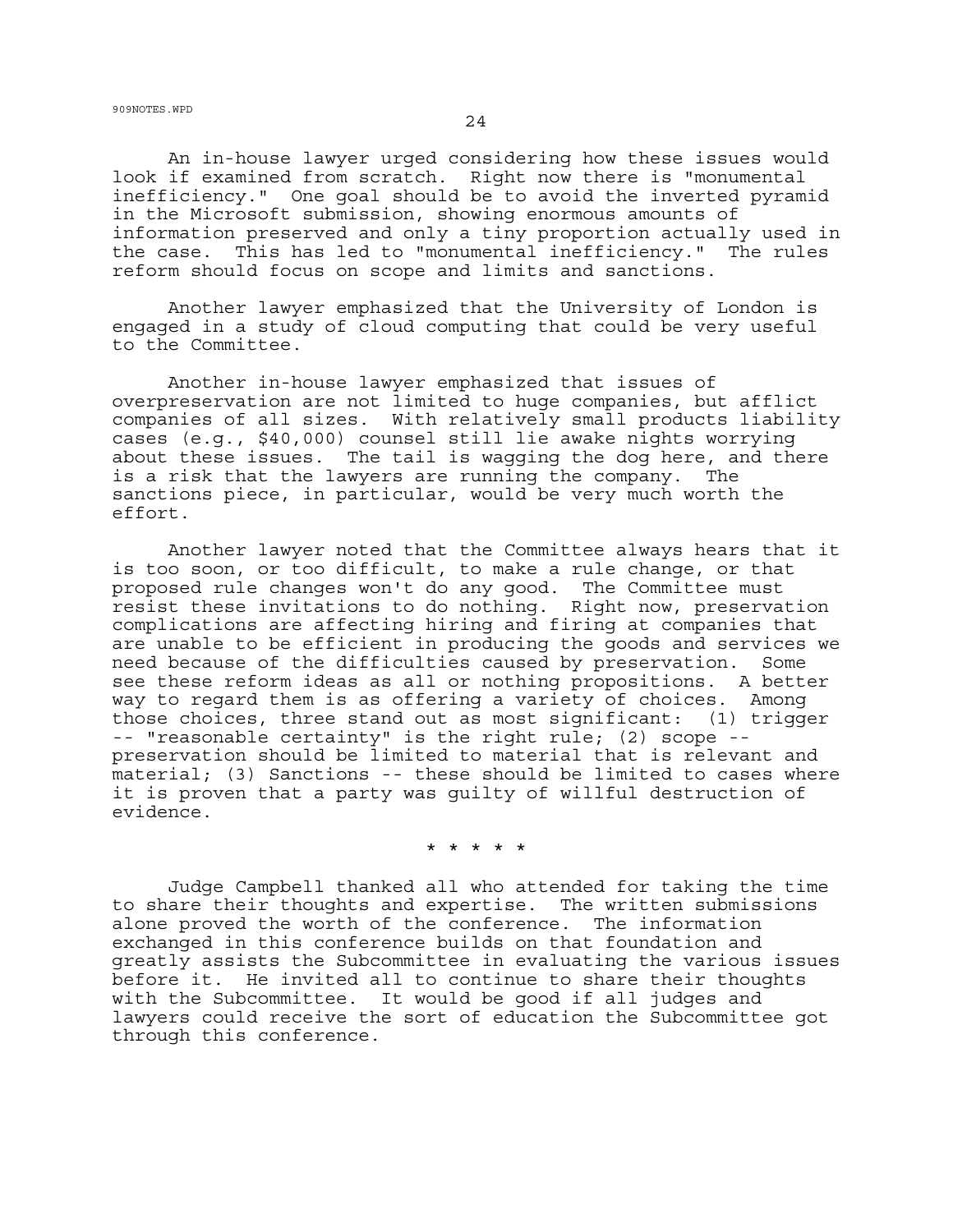An in-house lawyer urged considering how these issues would look if examined from scratch. Right now there is "monumental inefficiency." One goal should be to avoid the inverted pyramid in the Microsoft submission, showing enormous amounts of information preserved and only a tiny proportion actually used in the case. This has led to "monumental inefficiency." The rules reform should focus on scope and limits and sanctions.

Another lawyer emphasized that the University of London is engaged in a study of cloud computing that could be very useful to the Committee.

Another in-house lawyer emphasized that issues of overpreservation are not limited to huge companies, but afflict companies of all sizes. With relatively small products liability cases (e.g., $40,000) counsel still lie awake nights worrying about these issues. The tail is wagging the dog here, and there is a risk that the lawyers are running the company. The sanctions piece, in particular, would be very much worth the effort.

Another lawyer noted that the Committee always hears that it is too soon, or too difficult, to make a rule change, or that proposed rule changes won't do any good. The Committee must resist these invitations to do nothing. Right now, preservation complications are affecting hiring and firing at companies that are unable to be efficient in producing the goods and services we need because of the difficulties caused by preservation. Some see these reform ideas as all or nothing propositions. A better way to regard them is as offering a variety of choices. Among those choices, three stand out as most significant: (1) trigger -- "reasonable certainty" is the right rule; (2) scope -- preservation should be limited to material that is relevant and material; (3) Sanctions -- these should be limited to cases where it is proven that a party was guilty of willful destruction of evidence.

* * * * *

Judge Campbell thanked all who attended for taking the time to share their thoughts and expertise. The written submissions alone proved the worth of the conference. The information exchanged in this conference builds on that foundation and greatly assists the Subcommittee in evaluating the various issues before it. He invited all to continue to share their thoughts with the Subcommittee. It would be good if all judges and lawyers could receive the sort of education the Subcommittee got through this conference.